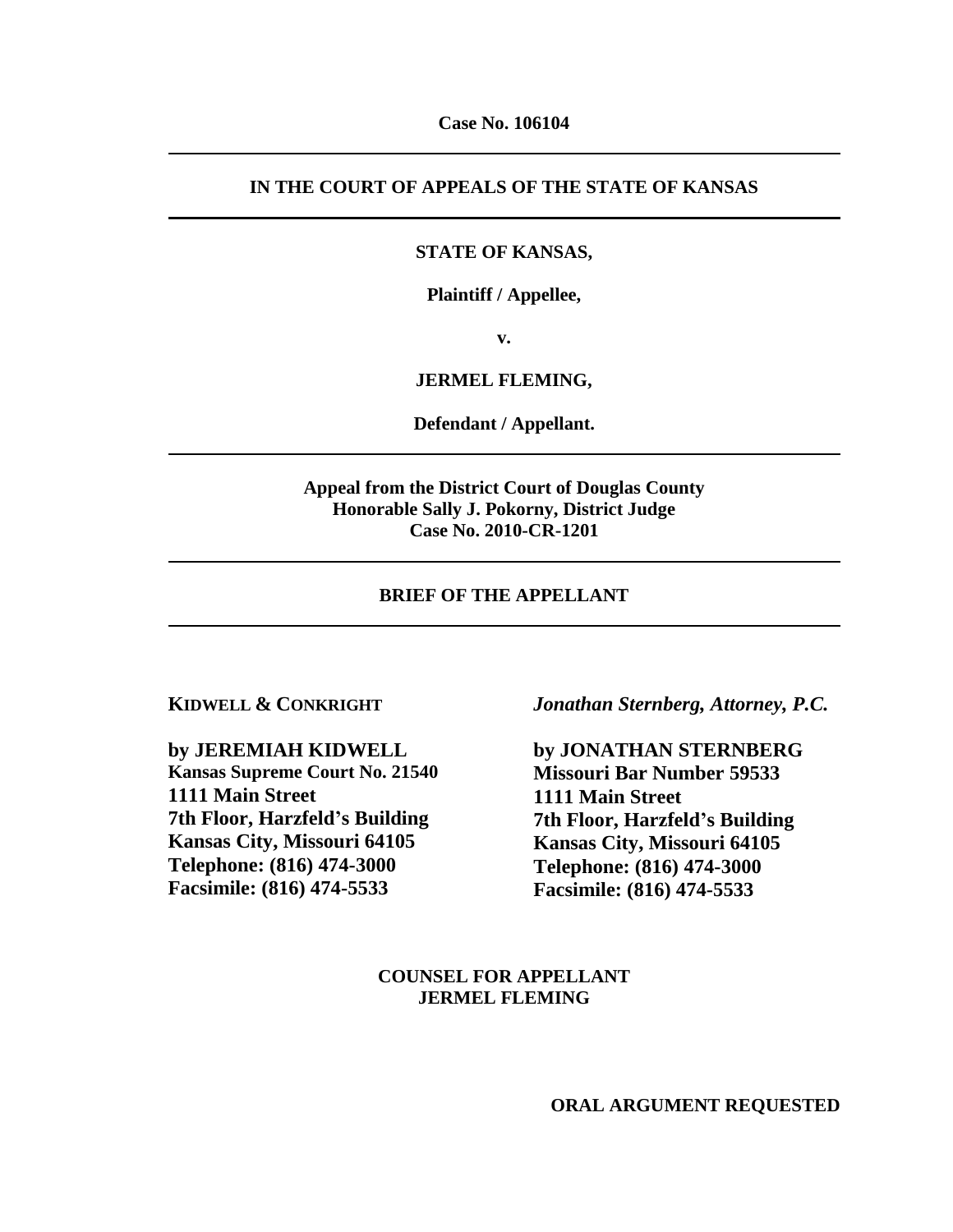**Case No. 106104**

---

**IN THE COURT OF APPEALS OF THE STATE OF KANSAS**

---

**STATE OF KANSAS,**

**Plaintiff / Appellee,**

**v.**

**JERMEL FLEMING,**

**Defendant / Appellant.**

---

**Appeal from the District Court of Douglas County**
**Honorable Sally J. Pokorny, District Judge**
**Case No. 2010-CR-1201**

---

**BRIEF OF THE APPELLANT**

---

**KIDWELL & CONKRIGHT**

**by JEREMIAH KIDWELL**
**Kansas Supreme Court No. 21540**
**1111 Main Street**
**7th Floor, Harzfeld's Building**
**Kansas City, Missouri 64105**
**Telephone: (816) 474-3000**
**Facsimile: (816) 474-5533**

***Jonathan Sternberg, Attorney, P.C.***

**by JONATHAN STERNBERG**
**Missouri Bar Number 59533**
**1111 Main Street**
**7th Floor, Harzfeld's Building**
**Kansas City, Missouri 64105**
**Telephone: (816) 474-3000**
**Facsimile: (816) 474-5533**

**COUNSEL FOR APPELLANT**
**JERMEL FLEMING**

**ORAL ARGUMENT REQUESTED**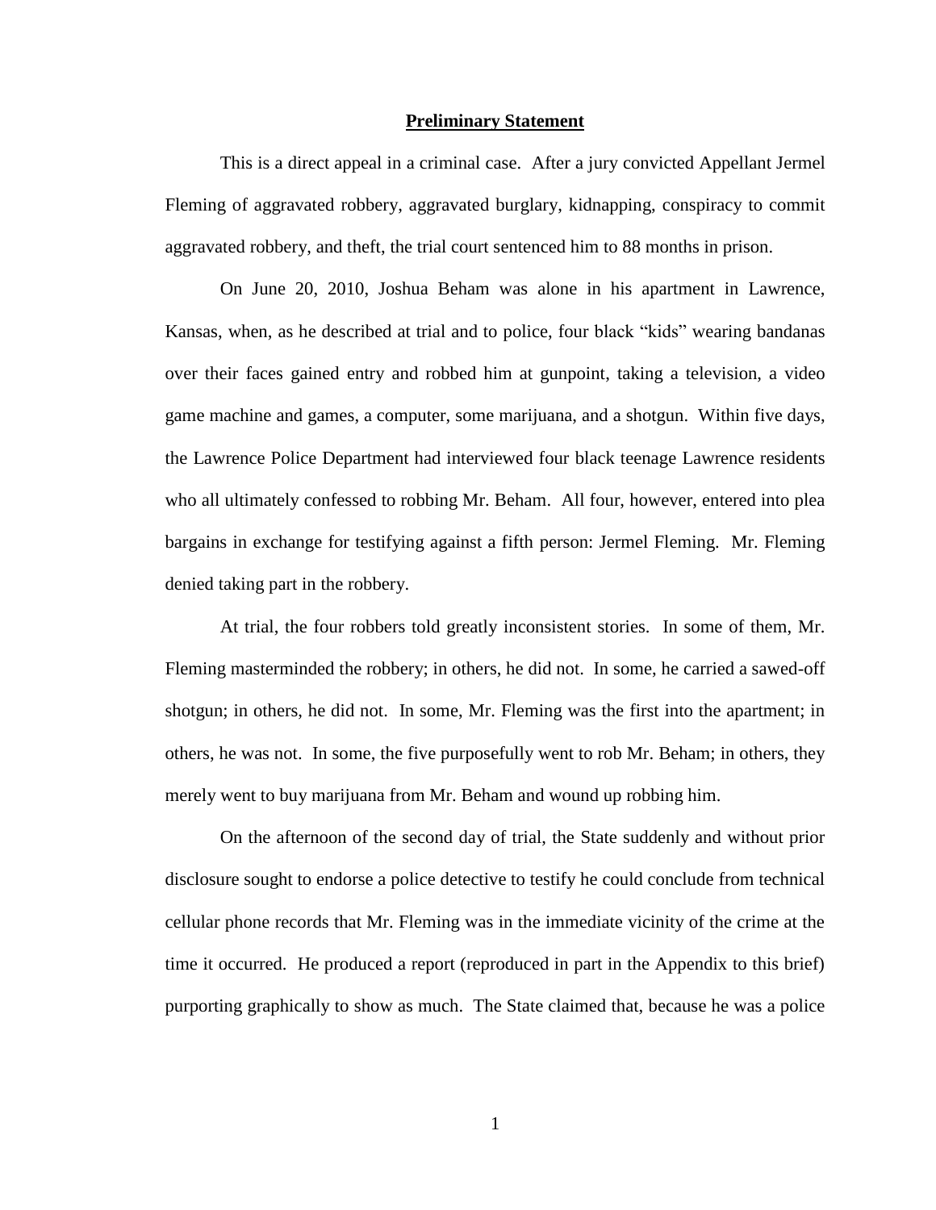## Preliminary Statement

This is a direct appeal in a criminal case. After a jury convicted Appellant Jermel Fleming of aggravated robbery, aggravated burglary, kidnapping, conspiracy to commit aggravated robbery, and theft, the trial court sentenced him to 88 months in prison.

On June 20, 2010, Joshua Beham was alone in his apartment in Lawrence, Kansas, when, as he described at trial and to police, four black "kids" wearing bandanas over their faces gained entry and robbed him at gunpoint, taking a television, a video game machine and games, a computer, some marijuana, and a shotgun. Within five days, the Lawrence Police Department had interviewed four black teenage Lawrence residents who all ultimately confessed to robbing Mr. Beham. All four, however, entered into plea bargains in exchange for testifying against a fifth person: Jermel Fleming. Mr. Fleming denied taking part in the robbery.

At trial, the four robbers told greatly inconsistent stories. In some of them, Mr. Fleming masterminded the robbery; in others, he did not. In some, he carried a sawed-off shotgun; in others, he did not. In some, Mr. Fleming was the first into the apartment; in others, he was not. In some, the five purposefully went to rob Mr. Beham; in others, they merely went to buy marijuana from Mr. Beham and wound up robbing him.

On the afternoon of the second day of trial, the State suddenly and without prior disclosure sought to endorse a police detective to testify he could conclude from technical cellular phone records that Mr. Fleming was in the immediate vicinity of the crime at the time it occurred. He produced a report (reproduced in part in the Appendix to this brief) purporting graphically to show as much. The State claimed that, because he was a police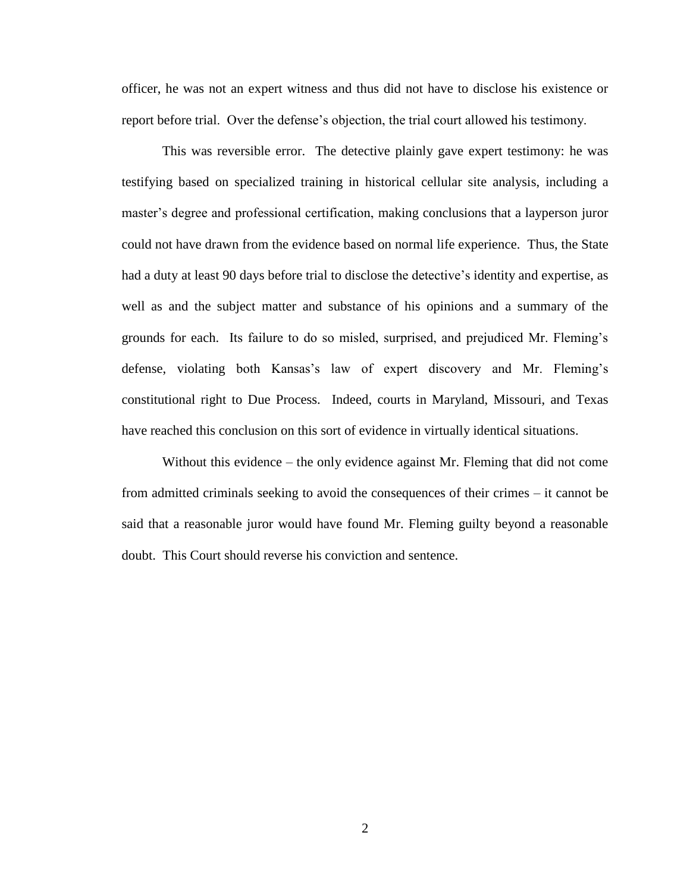officer, he was not an expert witness and thus did not have to disclose his existence or report before trial. Over the defense's objection, the trial court allowed his testimony.

This was reversible error. The detective plainly gave expert testimony: he was testifying based on specialized training in historical cellular site analysis, including a master's degree and professional certification, making conclusions that a layperson juror could not have drawn from the evidence based on normal life experience. Thus, the State had a duty at least 90 days before trial to disclose the detective's identity and expertise, as well as and the subject matter and substance of his opinions and a summary of the grounds for each. Its failure to do so misled, surprised, and prejudiced Mr. Fleming's defense, violating both Kansas's law of expert discovery and Mr. Fleming's constitutional right to Due Process. Indeed, courts in Maryland, Missouri, and Texas have reached this conclusion on this sort of evidence in virtually identical situations.

Without this evidence – the only evidence against Mr. Fleming that did not come from admitted criminals seeking to avoid the consequences of their crimes – it cannot be said that a reasonable juror would have found Mr. Fleming guilty beyond a reasonable doubt. This Court should reverse his conviction and sentence.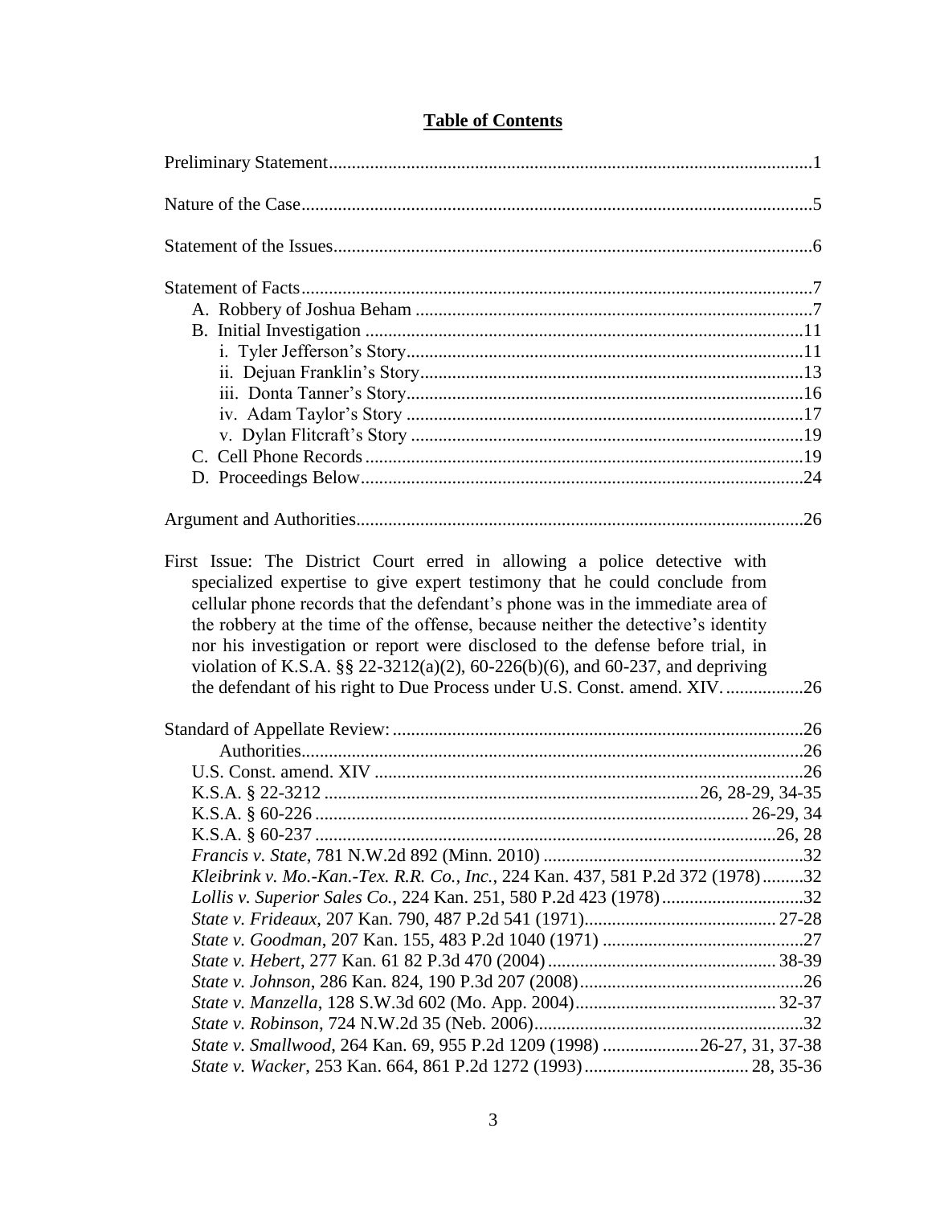# **Table of Contents**

Preliminary Statement..........................................................................................................1

Nature of the Case...............................................................................................................5

Statement of the Issues........................................................................................................6

Statement of Facts................................................................................................................7
- A. Robbery of Joshua Beham .......................................................................................7
- B. Initial Investigation ................................................................................................11
  - i. Tyler Jefferson's Story.......................................................................................11
  - ii. Dejuan Franklin's Story....................................................................................13
  - iii. Donta Tanner's Story.......................................................................................16
  - iv. Adam Taylor's Story .......................................................................................17
  - v. Dylan Flitcraft's Story ......................................................................................19
- C. Cell Phone Records .................................................................................................19
- D. Proceedings Below..................................................................................................24

Argument and Authorities..................................................................................................26

First Issue: The District Court erred in allowing a police detective with specialized expertise to give expert testimony that he could conclude from cellular phone records that the defendant's phone was in the immediate area of the robbery at the time of the offense, because neither the detective's identity nor his investigation or report were disclosed to the defense before trial, in violation of K.S.A. §§ 22-3212(a)(2), 60-226(b)(6), and 60-237, and depriving the defendant of his right to Due Process under U.S. Const. amend. XIV. .................26

Standard of Appellate Review: ..........................................................................................26

Authorities..............................................................................................................26

U.S. Const. amend. XIV ..............................................................................................26

K.S.A. § 22-3212 .................................................................................26, 28-29, 34-35

K.S.A. § 60-226 ............................................................................................. 26-29, 34

K.S.A. § 60-237 ...................................................................................................26, 28

*Francis v. State*, 781 N.W.2d 892 (Minn. 2010) .........................................................32

*Kleibrink v. Mo.-Kan.-Tex. R.R. Co., Inc.*, 224 Kan. 437, 581 P.2d 372 (1978).........32

*Lollis v. Superior Sales Co.*, 224 Kan. 251, 580 P.2d 423 (1978)...............................32

*State v. Frideaux*, 207 Kan. 790, 487 P.2d 541 (1971).......................................... 27-28

*State v. Goodman*, 207 Kan. 155, 483 P.2d 1040 (1971) ...........................................27

*State v. Hebert*, 277 Kan. 61 82 P.3d 470 (2004).................................................. 38-39

*State v. Johnson*, 286 Kan. 824, 190 P.3d 207 (2008).................................................26

*State v. Manzella*, 128 S.W.3d 602 (Mo. App. 2004)............................................ 32-37

*State v. Robinson*, 724 N.W.2d 35 (Neb. 2006)...........................................................32

*State v. Smallwood*, 264 Kan. 69, 955 P.2d 1209 (1998) .....................26-27, 31, 37-38

*State v. Wacker*, 253 Kan. 664, 861 P.2d 1272 (1993).................................... 28, 35-36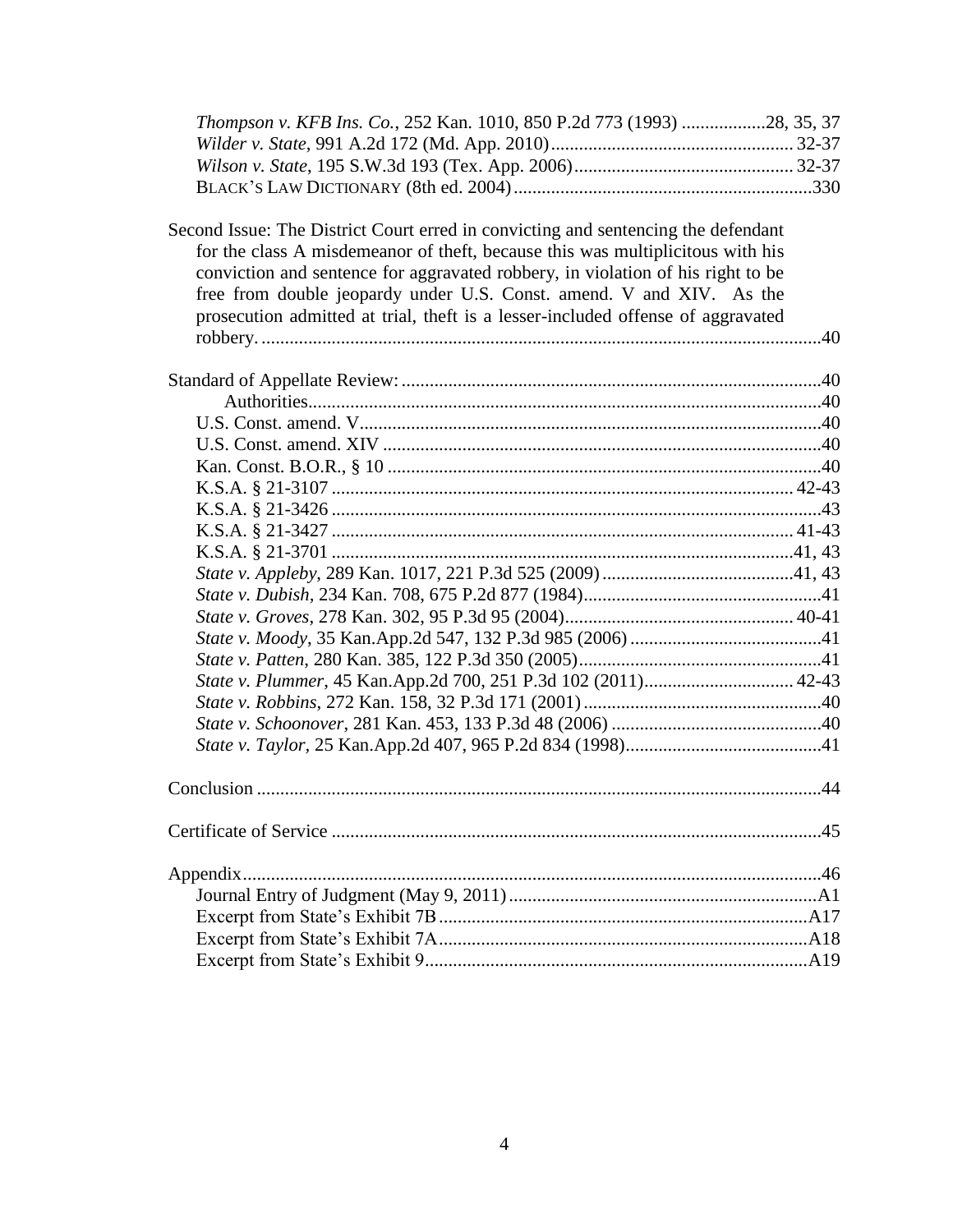*Thompson v. KFB Ins. Co.*, 252 Kan. 1010, 850 P.2d 773 (1993) ..................28, 35, 37
*Wilder v. State*, 991 A.2d 172 (Md. App. 2010).................................................... 32-37
*Wilson v. State*, 195 S.W.3d 193 (Tex. App. 2006)............................................... 32-37
BLACK'S LAW DICTIONARY (8th ed. 2004)...............................................................330

Second Issue: The District Court erred in convicting and sentencing the defendant for the class A misdemeanor of theft, because this was multiplicitous with his conviction and sentence for aggravated robbery, in violation of his right to be free from double jeopardy under U.S. Const. amend. V and XIV. As the prosecution admitted at trial, theft is a lesser-included offense of aggravated robbery. .......................................................................................................................40

Standard of Appellate Review: ........................................................................................40

Authorities............................................................................................................40
U.S. Const. amend. V..................................................................................................40
U.S. Const. amend. XIV .............................................................................................40
Kan. Const. B.O.R., § 10 ............................................................................................40
K.S.A. § 21-3107 .................................................................................................. 42-43
K.S.A. § 21-3426 .......................................................................................................43
K.S.A. § 21-3427 .................................................................................................. 41-43
K.S.A. § 21-3701 ..................................................................................................41, 43
*State v. Appleby*, 289 Kan. 1017, 221 P.3d 525 (2009) .........................................41, 43
*State v. Dubish*, 234 Kan. 708, 675 P.2d 877 (1984)...................................................41
*State v. Groves*, 278 Kan. 302, 95 P.3d 95 (2004)................................................. 40-41
*State v. Moody*, 35 Kan.App.2d 547, 132 P.3d 985 (2006) .........................................41
*State v. Patten*, 280 Kan. 385, 122 P.3d 350 (2005)....................................................41
*State v. Plummer*, 45 Kan.App.2d 700, 251 P.3d 102 (2011)................................ 42-43
*State v. Robbins*, 272 Kan. 158, 32 P.3d 171 (2001) ..................................................40
*State v. Schoonover*, 281 Kan. 453, 133 P.3d 48 (2006) .............................................40
*State v. Taylor*, 25 Kan.App.2d 407, 965 P.2d 834 (1998)..........................................41

Conclusion .......................................................................................................................44

Certificate of Service ........................................................................................................45

Appendix...........................................................................................................................46
Journal Entry of Judgment (May 9, 2011) .................................................................A1
Excerpt from State's Exhibit 7B ...............................................................................A17
Excerpt from State's Exhibit 7A...............................................................................A18
Excerpt from State's Exhibit 9..................................................................................A19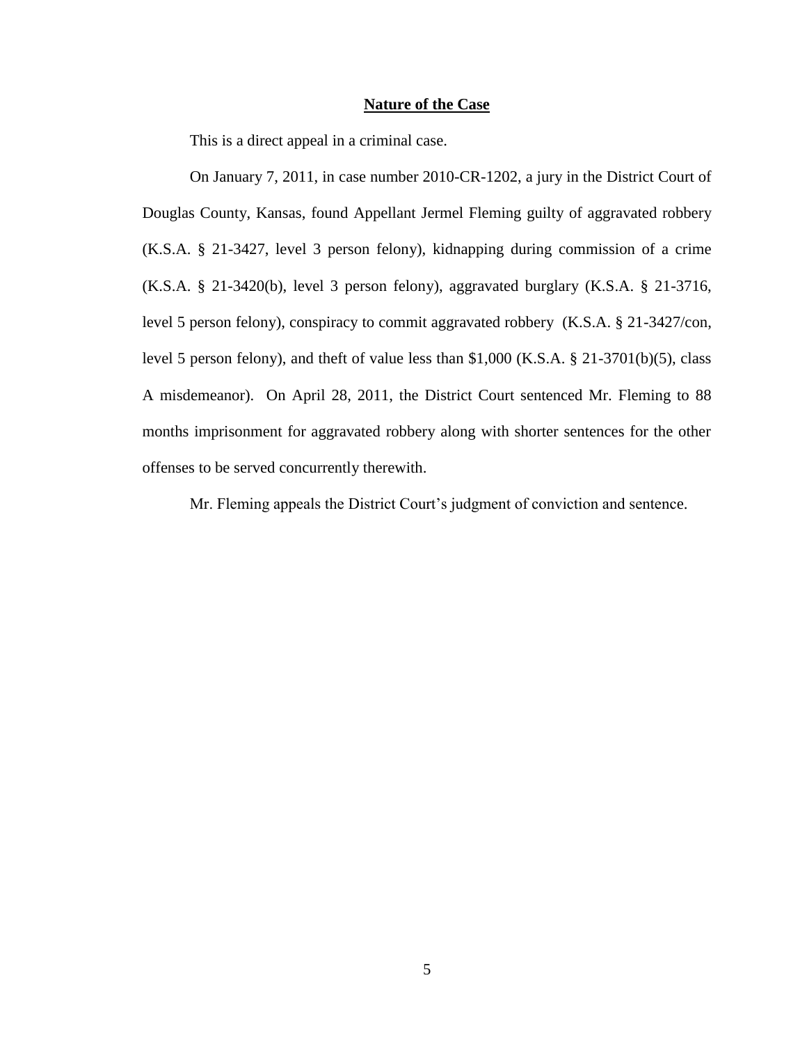## Nature of the Case

This is a direct appeal in a criminal case.

On January 7, 2011, in case number 2010-CR-1202, a jury in the District Court of Douglas County, Kansas, found Appellant Jermel Fleming guilty of aggravated robbery (K.S.A. § 21-3427, level 3 person felony), kidnapping during commission of a crime (K.S.A. § 21-3420(b), level 3 person felony), aggravated burglary (K.S.A. § 21-3716, level 5 person felony), conspiracy to commit aggravated robbery (K.S.A. § 21-3427/con, level 5 person felony), and theft of value less than $1,000 (K.S.A. § 21-3701(b)(5), class A misdemeanor). On April 28, 2011, the District Court sentenced Mr. Fleming to 88 months imprisonment for aggravated robbery along with shorter sentences for the other offenses to be served concurrently therewith.

Mr. Fleming appeals the District Court's judgment of conviction and sentence.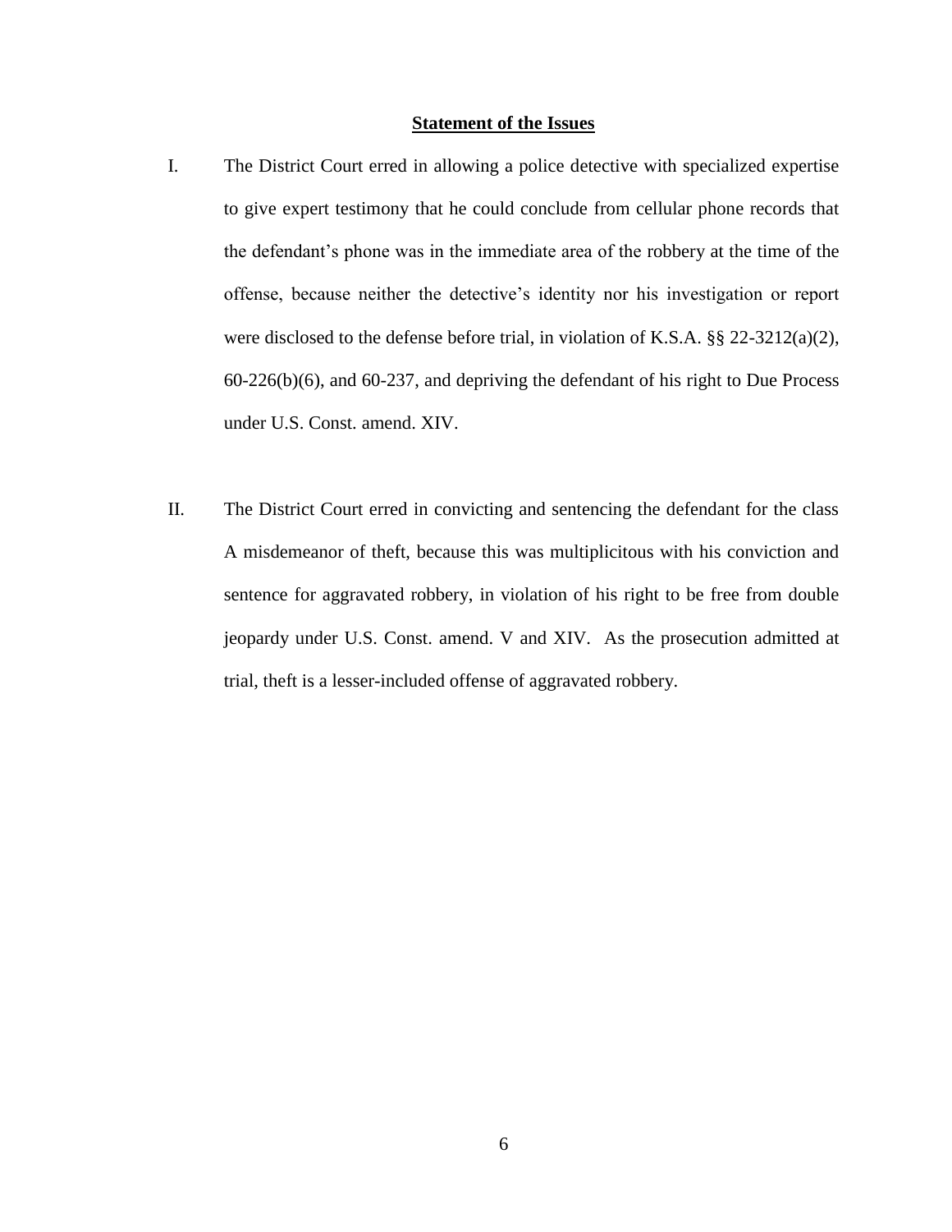## Statement of the Issues

I. The District Court erred in allowing a police detective with specialized expertise to give expert testimony that he could conclude from cellular phone records that the defendant's phone was in the immediate area of the robbery at the time of the offense, because neither the detective's identity nor his investigation or report were disclosed to the defense before trial, in violation of K.S.A. §§ 22-3212(a)(2), 60-226(b)(6), and 60-237, and depriving the defendant of his right to Due Process under U.S. Const. amend. XIV.

II. The District Court erred in convicting and sentencing the defendant for the class A misdemeanor of theft, because this was multiplicitous with his conviction and sentence for aggravated robbery, in violation of his right to be free from double jeopardy under U.S. Const. amend. V and XIV. As the prosecution admitted at trial, theft is a lesser-included offense of aggravated robbery.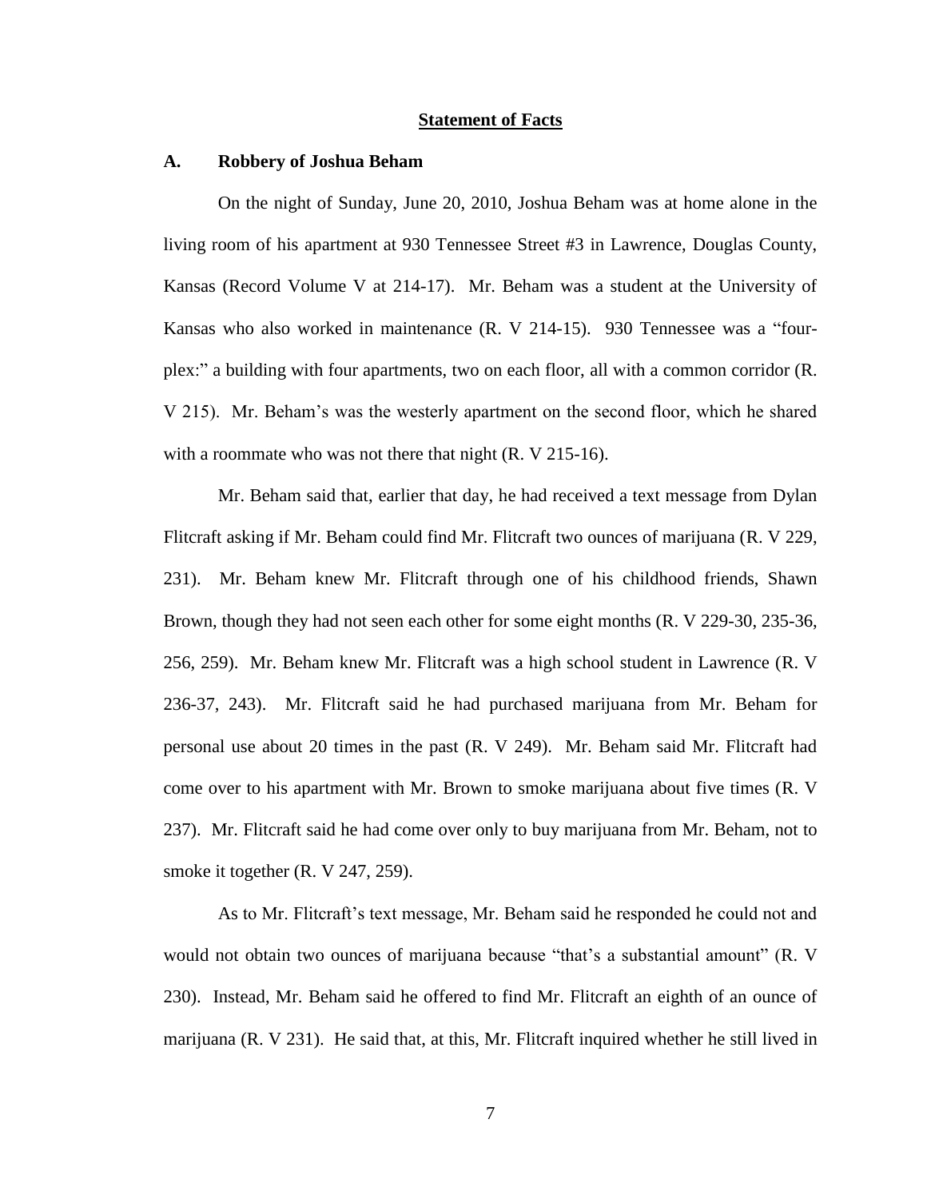## Statement of Facts

### A. Robbery of Joshua Beham

On the night of Sunday, June 20, 2010, Joshua Beham was at home alone in the living room of his apartment at 930 Tennessee Street #3 in Lawrence, Douglas County, Kansas (Record Volume V at 214-17). Mr. Beham was a student at the University of Kansas who also worked in maintenance (R. V 214-15). 930 Tennessee was a "four-plex:" a building with four apartments, two on each floor, all with a common corridor (R. V 215). Mr. Beham's was the westerly apartment on the second floor, which he shared with a roommate who was not there that night (R. V 215-16).

Mr. Beham said that, earlier that day, he had received a text message from Dylan Flitcraft asking if Mr. Beham could find Mr. Flitcraft two ounces of marijuana (R. V 229, 231). Mr. Beham knew Mr. Flitcraft through one of his childhood friends, Shawn Brown, though they had not seen each other for some eight months (R. V 229-30, 235-36, 256, 259). Mr. Beham knew Mr. Flitcraft was a high school student in Lawrence (R. V 236-37, 243). Mr. Flitcraft said he had purchased marijuana from Mr. Beham for personal use about 20 times in the past (R. V 249). Mr. Beham said Mr. Flitcraft had come over to his apartment with Mr. Brown to smoke marijuana about five times (R. V 237). Mr. Flitcraft said he had come over only to buy marijuana from Mr. Beham, not to smoke it together (R. V 247, 259).

As to Mr. Flitcraft's text message, Mr. Beham said he responded he could not and would not obtain two ounces of marijuana because "that's a substantial amount" (R. V 230). Instead, Mr. Beham said he offered to find Mr. Flitcraft an eighth of an ounce of marijuana (R. V 231). He said that, at this, Mr. Flitcraft inquired whether he still lived in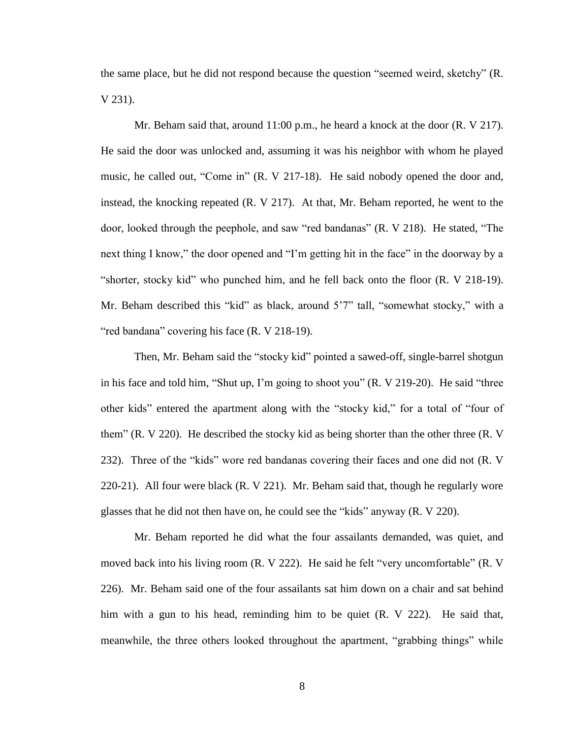the same place, but he did not respond because the question "seemed weird, sketchy" (R. V 231).

Mr. Beham said that, around 11:00 p.m., he heard a knock at the door (R. V 217). He said the door was unlocked and, assuming it was his neighbor with whom he played music, he called out, "Come in" (R. V 217-18). He said nobody opened the door and, instead, the knocking repeated (R. V 217). At that, Mr. Beham reported, he went to the door, looked through the peephole, and saw "red bandanas" (R. V 218). He stated, "The next thing I know," the door opened and "I'm getting hit in the face" in the doorway by a "shorter, stocky kid" who punched him, and he fell back onto the floor (R. V 218-19). Mr. Beham described this "kid" as black, around 5'7" tall, "somewhat stocky," with a "red bandana" covering his face (R. V 218-19).

Then, Mr. Beham said the "stocky kid" pointed a sawed-off, single-barrel shotgun in his face and told him, "Shut up, I'm going to shoot you" (R. V 219-20). He said "three other kids" entered the apartment along with the "stocky kid," for a total of "four of them" (R. V 220). He described the stocky kid as being shorter than the other three (R. V 232). Three of the "kids" wore red bandanas covering their faces and one did not (R. V 220-21). All four were black (R. V 221). Mr. Beham said that, though he regularly wore glasses that he did not then have on, he could see the "kids" anyway (R. V 220).

Mr. Beham reported he did what the four assailants demanded, was quiet, and moved back into his living room (R. V 222). He said he felt "very uncomfortable" (R. V 226). Mr. Beham said one of the four assailants sat him down on a chair and sat behind him with a gun to his head, reminding him to be quiet (R. V 222). He said that, meanwhile, the three others looked throughout the apartment, "grabbing things" while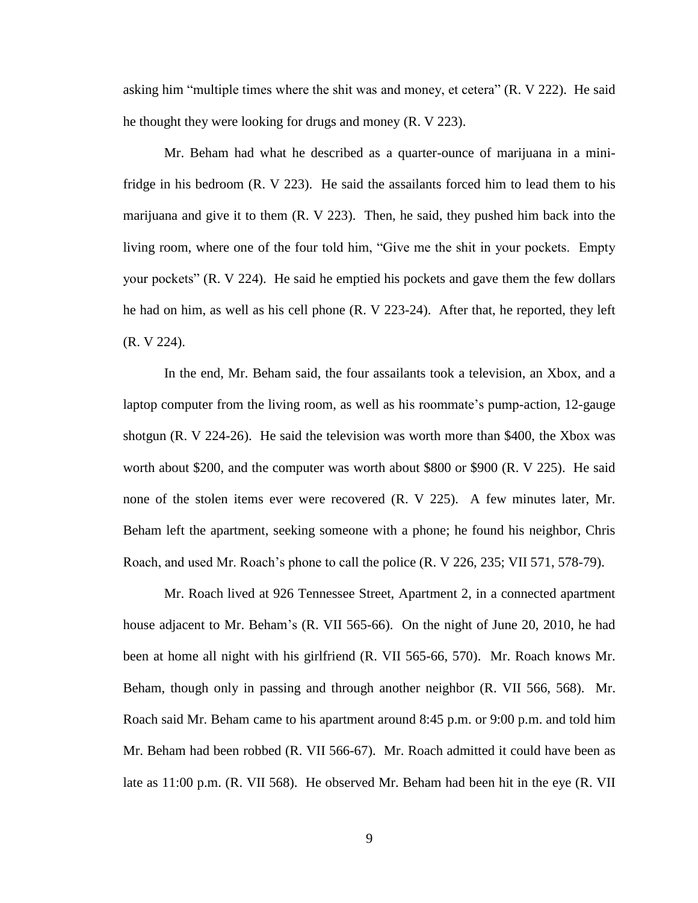asking him "multiple times where the shit was and money, et cetera" (R. V 222). He said he thought they were looking for drugs and money (R. V 223).

Mr. Beham had what he described as a quarter-ounce of marijuana in a mini-fridge in his bedroom (R. V 223). He said the assailants forced him to lead them to his marijuana and give it to them (R. V 223). Then, he said, they pushed him back into the living room, where one of the four told him, "Give me the shit in your pockets. Empty your pockets" (R. V 224). He said he emptied his pockets and gave them the few dollars he had on him, as well as his cell phone (R. V 223-24). After that, he reported, they left (R. V 224).

In the end, Mr. Beham said, the four assailants took a television, an Xbox, and a laptop computer from the living room, as well as his roommate's pump-action, 12-gauge shotgun (R. V 224-26). He said the television was worth more than $400, the Xbox was worth about $200, and the computer was worth about $800 or $900 (R. V 225). He said none of the stolen items ever were recovered (R. V 225). A few minutes later, Mr. Beham left the apartment, seeking someone with a phone; he found his neighbor, Chris Roach, and used Mr. Roach's phone to call the police (R. V 226, 235; VII 571, 578-79).

Mr. Roach lived at 926 Tennessee Street, Apartment 2, in a connected apartment house adjacent to Mr. Beham's (R. VII 565-66). On the night of June 20, 2010, he had been at home all night with his girlfriend (R. VII 565-66, 570). Mr. Roach knows Mr. Beham, though only in passing and through another neighbor (R. VII 566, 568). Mr. Roach said Mr. Beham came to his apartment around 8:45 p.m. or 9:00 p.m. and told him Mr. Beham had been robbed (R. VII 566-67). Mr. Roach admitted it could have been as late as 11:00 p.m. (R. VII 568). He observed Mr. Beham had been hit in the eye (R. VII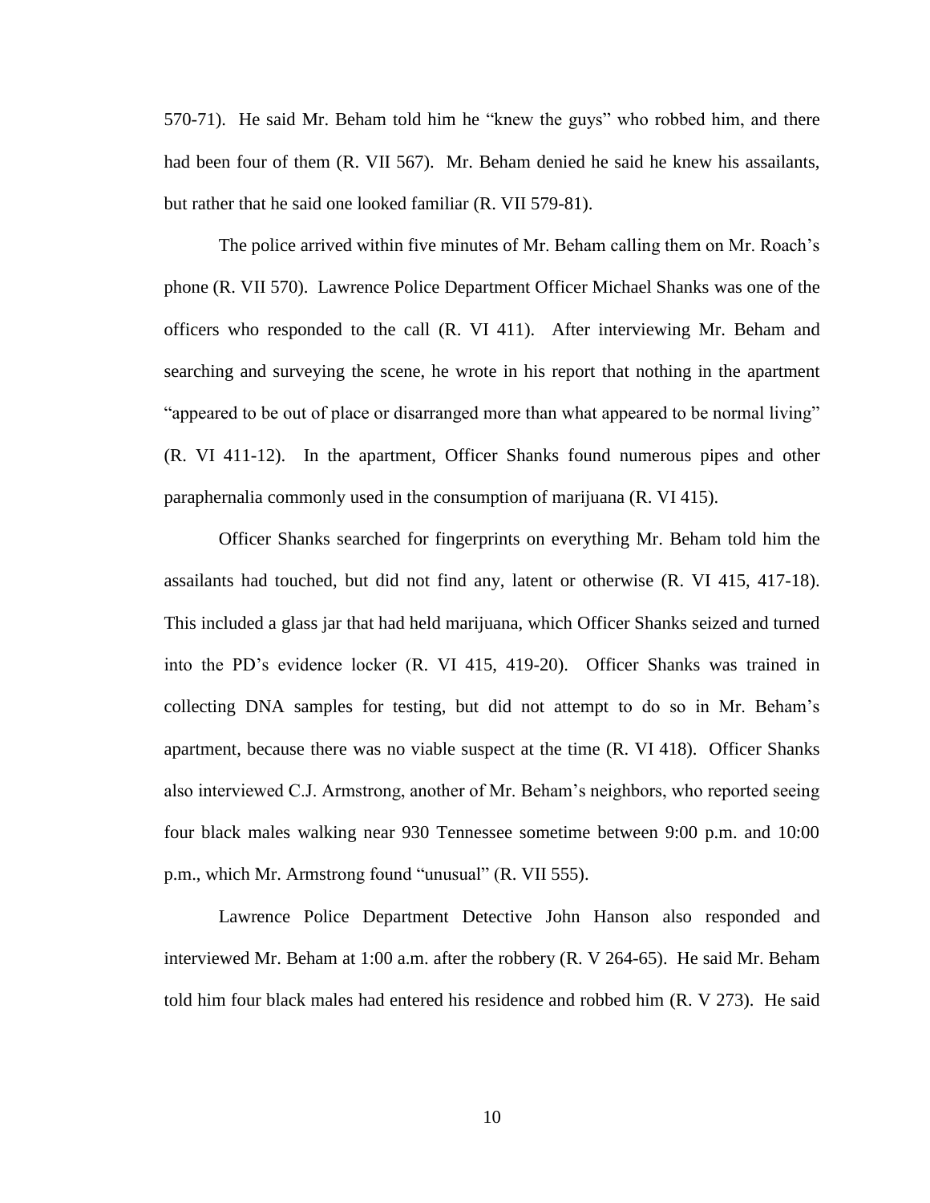570-71). He said Mr. Beham told him he "knew the guys" who robbed him, and there had been four of them (R. VII 567). Mr. Beham denied he said he knew his assailants, but rather that he said one looked familiar (R. VII 579-81).

The police arrived within five minutes of Mr. Beham calling them on Mr. Roach's phone (R. VII 570). Lawrence Police Department Officer Michael Shanks was one of the officers who responded to the call (R. VI 411). After interviewing Mr. Beham and searching and surveying the scene, he wrote in his report that nothing in the apartment "appeared to be out of place or disarranged more than what appeared to be normal living" (R. VI 411-12). In the apartment, Officer Shanks found numerous pipes and other paraphernalia commonly used in the consumption of marijuana (R. VI 415).

Officer Shanks searched for fingerprints on everything Mr. Beham told him the assailants had touched, but did not find any, latent or otherwise (R. VI 415, 417-18). This included a glass jar that had held marijuana, which Officer Shanks seized and turned into the PD's evidence locker (R. VI 415, 419-20). Officer Shanks was trained in collecting DNA samples for testing, but did not attempt to do so in Mr. Beham's apartment, because there was no viable suspect at the time (R. VI 418). Officer Shanks also interviewed C.J. Armstrong, another of Mr. Beham's neighbors, who reported seeing four black males walking near 930 Tennessee sometime between 9:00 p.m. and 10:00 p.m., which Mr. Armstrong found "unusual" (R. VII 555).

Lawrence Police Department Detective John Hanson also responded and interviewed Mr. Beham at 1:00 a.m. after the robbery (R. V 264-65). He said Mr. Beham told him four black males had entered his residence and robbed him (R. V 273). He said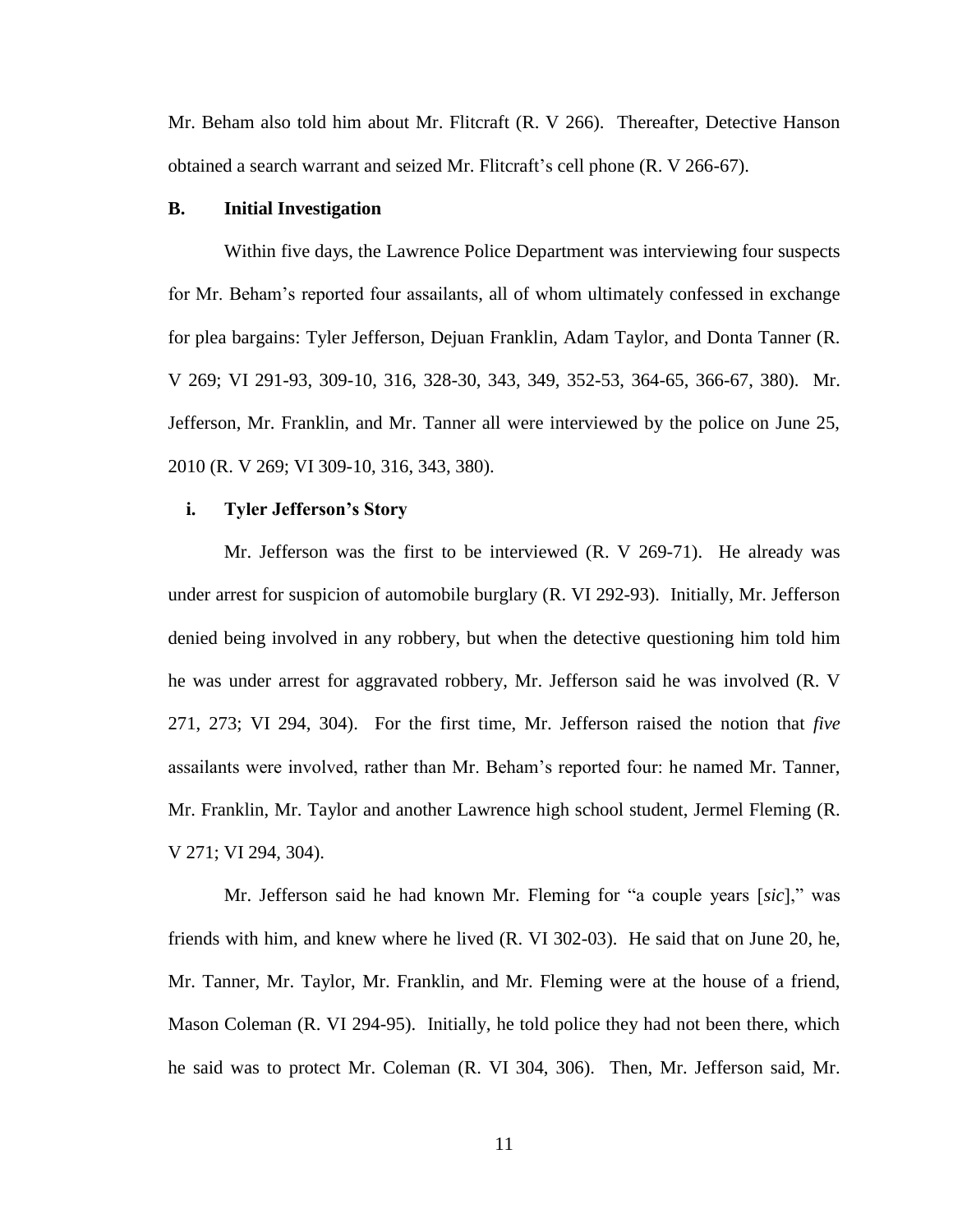Mr. Beham also told him about Mr. Flitcraft (R. V 266). Thereafter, Detective Hanson obtained a search warrant and seized Mr. Flitcraft's cell phone (R. V 266-67).

### B. Initial Investigation

Within five days, the Lawrence Police Department was interviewing four suspects for Mr. Beham's reported four assailants, all of whom ultimately confessed in exchange for plea bargains: Tyler Jefferson, Dejuan Franklin, Adam Taylor, and Donta Tanner (R. V 269; VI 291-93, 309-10, 316, 328-30, 343, 349, 352-53, 364-65, 366-67, 380). Mr. Jefferson, Mr. Franklin, and Mr. Tanner all were interviewed by the police on June 25, 2010 (R. V 269; VI 309-10, 316, 343, 380).

#### i. Tyler Jefferson's Story

Mr. Jefferson was the first to be interviewed (R. V 269-71). He already was under arrest for suspicion of automobile burglary (R. VI 292-93). Initially, Mr. Jefferson denied being involved in any robbery, but when the detective questioning him told him he was under arrest for aggravated robbery, Mr. Jefferson said he was involved (R. V 271, 273; VI 294, 304). For the first time, Mr. Jefferson raised the notion that *five* assailants were involved, rather than Mr. Beham's reported four: he named Mr. Tanner, Mr. Franklin, Mr. Taylor and another Lawrence high school student, Jermel Fleming (R. V 271; VI 294, 304).

Mr. Jefferson said he had known Mr. Fleming for "a couple years [*sic*]," was friends with him, and knew where he lived (R. VI 302-03). He said that on June 20, he, Mr. Tanner, Mr. Taylor, Mr. Franklin, and Mr. Fleming were at the house of a friend, Mason Coleman (R. VI 294-95). Initially, he told police they had not been there, which he said was to protect Mr. Coleman (R. VI 304, 306). Then, Mr. Jefferson said, Mr.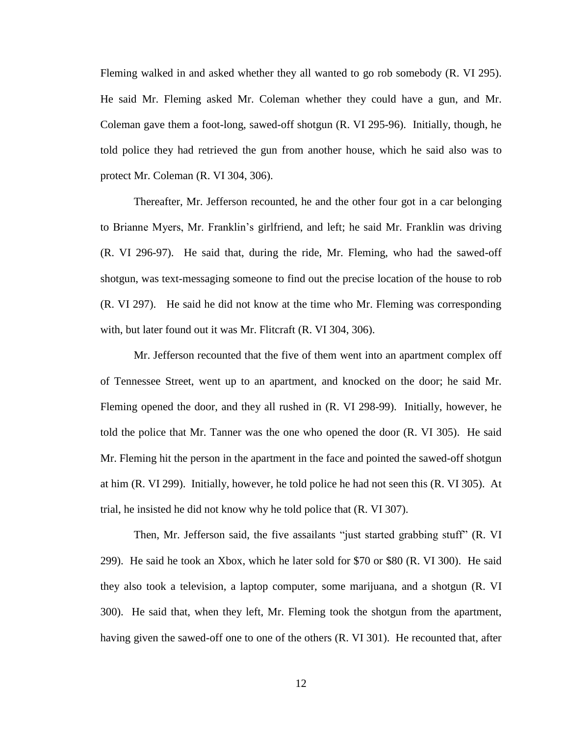Fleming walked in and asked whether they all wanted to go rob somebody (R. VI 295). He said Mr. Fleming asked Mr. Coleman whether they could have a gun, and Mr. Coleman gave them a foot-long, sawed-off shotgun (R. VI 295-96). Initially, though, he told police they had retrieved the gun from another house, which he said also was to protect Mr. Coleman (R. VI 304, 306).

Thereafter, Mr. Jefferson recounted, he and the other four got in a car belonging to Brianne Myers, Mr. Franklin's girlfriend, and left; he said Mr. Franklin was driving (R. VI 296-97). He said that, during the ride, Mr. Fleming, who had the sawed-off shotgun, was text-messaging someone to find out the precise location of the house to rob (R. VI 297). He said he did not know at the time who Mr. Fleming was corresponding with, but later found out it was Mr. Flitcraft (R. VI 304, 306).

Mr. Jefferson recounted that the five of them went into an apartment complex off of Tennessee Street, went up to an apartment, and knocked on the door; he said Mr. Fleming opened the door, and they all rushed in (R. VI 298-99). Initially, however, he told the police that Mr. Tanner was the one who opened the door (R. VI 305). He said Mr. Fleming hit the person in the apartment in the face and pointed the sawed-off shotgun at him (R. VI 299). Initially, however, he told police he had not seen this (R. VI 305). At trial, he insisted he did not know why he told police that (R. VI 307).

Then, Mr. Jefferson said, the five assailants "just started grabbing stuff" (R. VI 299). He said he took an Xbox, which he later sold for $70 or $80 (R. VI 300). He said they also took a television, a laptop computer, some marijuana, and a shotgun (R. VI 300). He said that, when they left, Mr. Fleming took the shotgun from the apartment, having given the sawed-off one to one of the others (R. VI 301). He recounted that, after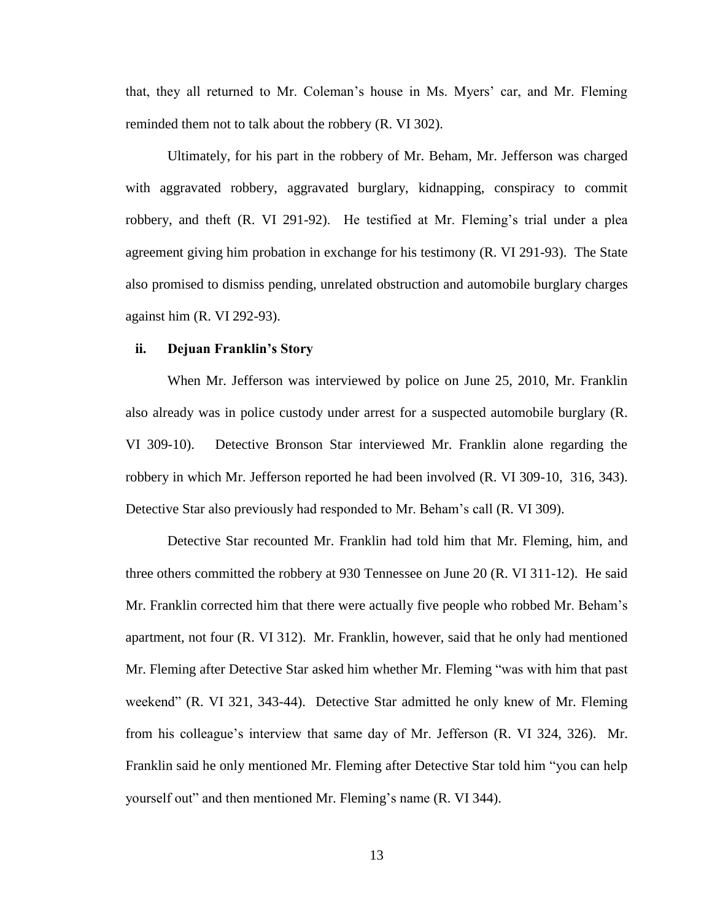that, they all returned to Mr. Coleman's house in Ms. Myers' car, and Mr. Fleming reminded them not to talk about the robbery (R. VI 302).

Ultimately, for his part in the robbery of Mr. Beham, Mr. Jefferson was charged with aggravated robbery, aggravated burglary, kidnapping, conspiracy to commit robbery, and theft (R. VI 291-92). He testified at Mr. Fleming's trial under a plea agreement giving him probation in exchange for his testimony (R. VI 291-93). The State also promised to dismiss pending, unrelated obstruction and automobile burglary charges against him (R. VI 292-93).

### ii. Dejuan Franklin's Story

When Mr. Jefferson was interviewed by police on June 25, 2010, Mr. Franklin also already was in police custody under arrest for a suspected automobile burglary (R. VI 309-10). Detective Bronson Star interviewed Mr. Franklin alone regarding the robbery in which Mr. Jefferson reported he had been involved (R. VI 309-10, 316, 343). Detective Star also previously had responded to Mr. Beham's call (R. VI 309).

Detective Star recounted Mr. Franklin had told him that Mr. Fleming, him, and three others committed the robbery at 930 Tennessee on June 20 (R. VI 311-12). He said Mr. Franklin corrected him that there were actually five people who robbed Mr. Beham's apartment, not four (R. VI 312). Mr. Franklin, however, said that he only had mentioned Mr. Fleming after Detective Star asked him whether Mr. Fleming "was with him that past weekend" (R. VI 321, 343-44). Detective Star admitted he only knew of Mr. Fleming from his colleague's interview that same day of Mr. Jefferson (R. VI 324, 326). Mr. Franklin said he only mentioned Mr. Fleming after Detective Star told him "you can help yourself out" and then mentioned Mr. Fleming's name (R. VI 344).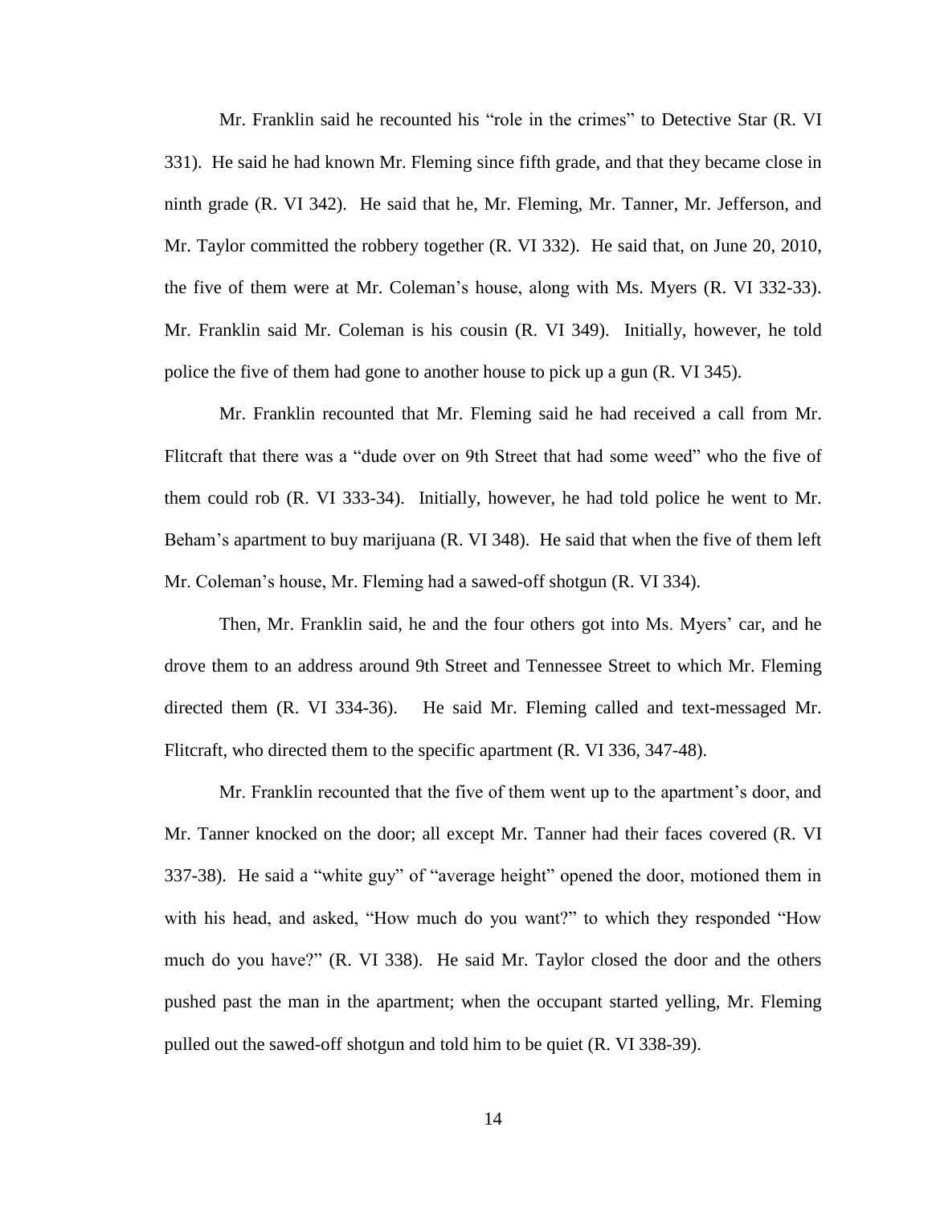Mr. Franklin said he recounted his "role in the crimes" to Detective Star (R. VI 331). He said he had known Mr. Fleming since fifth grade, and that they became close in ninth grade (R. VI 342). He said that he, Mr. Fleming, Mr. Tanner, Mr. Jefferson, and Mr. Taylor committed the robbery together (R. VI 332). He said that, on June 20, 2010, the five of them were at Mr. Coleman's house, along with Ms. Myers (R. VI 332-33). Mr. Franklin said Mr. Coleman is his cousin (R. VI 349). Initially, however, he told police the five of them had gone to another house to pick up a gun (R. VI 345).

Mr. Franklin recounted that Mr. Fleming said he had received a call from Mr. Flitcraft that there was a "dude over on 9th Street that had some weed" who the five of them could rob (R. VI 333-34). Initially, however, he had told police he went to Mr. Beham's apartment to buy marijuana (R. VI 348). He said that when the five of them left Mr. Coleman's house, Mr. Fleming had a sawed-off shotgun (R. VI 334).

Then, Mr. Franklin said, he and the four others got into Ms. Myers' car, and he drove them to an address around 9th Street and Tennessee Street to which Mr. Fleming directed them (R. VI 334-36). He said Mr. Fleming called and text-messaged Mr. Flitcraft, who directed them to the specific apartment (R. VI 336, 347-48).

Mr. Franklin recounted that the five of them went up to the apartment's door, and Mr. Tanner knocked on the door; all except Mr. Tanner had their faces covered (R. VI 337-38). He said a "white guy" of "average height" opened the door, motioned them in with his head, and asked, "How much do you want?" to which they responded "How much do you have?" (R. VI 338). He said Mr. Taylor closed the door and the others pushed past the man in the apartment; when the occupant started yelling, Mr. Fleming pulled out the sawed-off shotgun and told him to be quiet (R. VI 338-39).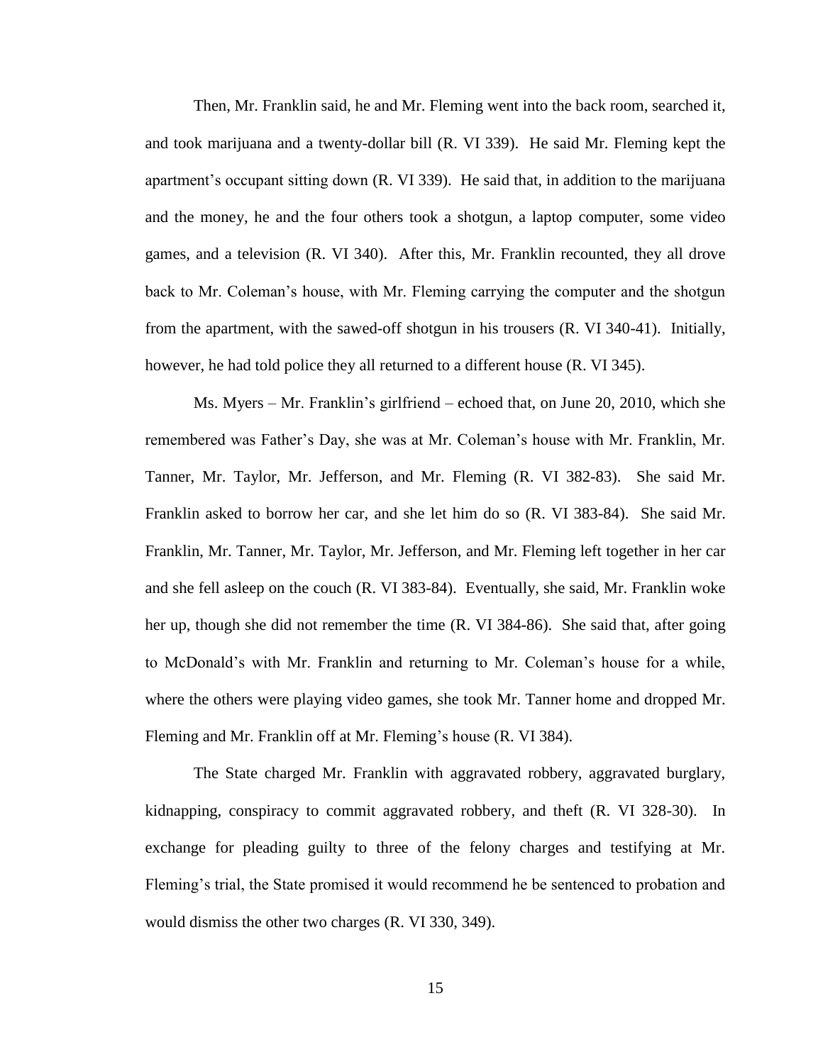Then, Mr. Franklin said, he and Mr. Fleming went into the back room, searched it, and took marijuana and a twenty-dollar bill (R. VI 339). He said Mr. Fleming kept the apartment's occupant sitting down (R. VI 339). He said that, in addition to the marijuana and the money, he and the four others took a shotgun, a laptop computer, some video games, and a television (R. VI 340). After this, Mr. Franklin recounted, they all drove back to Mr. Coleman's house, with Mr. Fleming carrying the computer and the shotgun from the apartment, with the sawed-off shotgun in his trousers (R. VI 340-41). Initially, however, he had told police they all returned to a different house (R. VI 345).

Ms. Myers – Mr. Franklin's girlfriend – echoed that, on June 20, 2010, which she remembered was Father's Day, she was at Mr. Coleman's house with Mr. Franklin, Mr. Tanner, Mr. Taylor, Mr. Jefferson, and Mr. Fleming (R. VI 382-83). She said Mr. Franklin asked to borrow her car, and she let him do so (R. VI 383-84). She said Mr. Franklin, Mr. Tanner, Mr. Taylor, Mr. Jefferson, and Mr. Fleming left together in her car and she fell asleep on the couch (R. VI 383-84). Eventually, she said, Mr. Franklin woke her up, though she did not remember the time (R. VI 384-86). She said that, after going to McDonald's with Mr. Franklin and returning to Mr. Coleman's house for a while, where the others were playing video games, she took Mr. Tanner home and dropped Mr. Fleming and Mr. Franklin off at Mr. Fleming's house (R. VI 384).

The State charged Mr. Franklin with aggravated robbery, aggravated burglary, kidnapping, conspiracy to commit aggravated robbery, and theft (R. VI 328-30). In exchange for pleading guilty to three of the felony charges and testifying at Mr. Fleming's trial, the State promised it would recommend he be sentenced to probation and would dismiss the other two charges (R. VI 330, 349).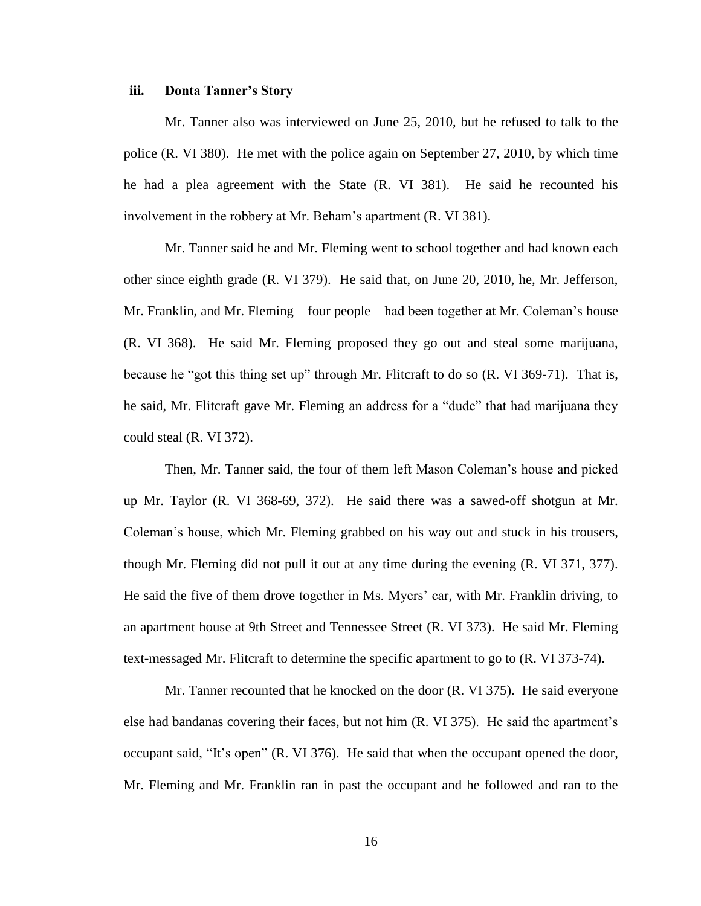### iii. Donta Tanner's Story

Mr. Tanner also was interviewed on June 25, 2010, but he refused to talk to the police (R. VI 380). He met with the police again on September 27, 2010, by which time he had a plea agreement with the State (R. VI 381). He said he recounted his involvement in the robbery at Mr. Beham's apartment (R. VI 381).

Mr. Tanner said he and Mr. Fleming went to school together and had known each other since eighth grade (R. VI 379). He said that, on June 20, 2010, he, Mr. Jefferson, Mr. Franklin, and Mr. Fleming – four people – had been together at Mr. Coleman's house (R. VI 368). He said Mr. Fleming proposed they go out and steal some marijuana, because he "got this thing set up" through Mr. Flitcraft to do so (R. VI 369-71). That is, he said, Mr. Flitcraft gave Mr. Fleming an address for a "dude" that had marijuana they could steal (R. VI 372).

Then, Mr. Tanner said, the four of them left Mason Coleman's house and picked up Mr. Taylor (R. VI 368-69, 372). He said there was a sawed-off shotgun at Mr. Coleman's house, which Mr. Fleming grabbed on his way out and stuck in his trousers, though Mr. Fleming did not pull it out at any time during the evening (R. VI 371, 377). He said the five of them drove together in Ms. Myers' car, with Mr. Franklin driving, to an apartment house at 9th Street and Tennessee Street (R. VI 373). He said Mr. Fleming text-messaged Mr. Flitcraft to determine the specific apartment to go to (R. VI 373-74).

Mr. Tanner recounted that he knocked on the door (R. VI 375). He said everyone else had bandanas covering their faces, but not him (R. VI 375). He said the apartment's occupant said, "It's open" (R. VI 376). He said that when the occupant opened the door, Mr. Fleming and Mr. Franklin ran in past the occupant and he followed and ran to the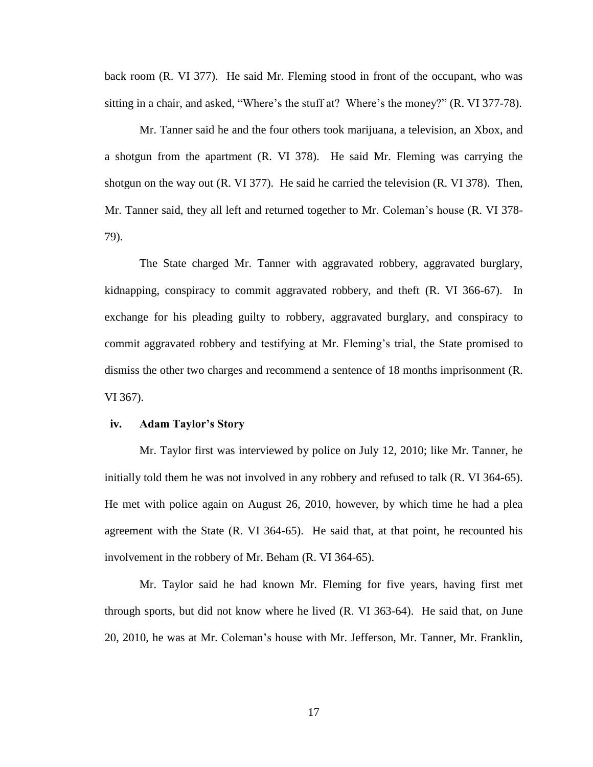back room (R. VI 377). He said Mr. Fleming stood in front of the occupant, who was sitting in a chair, and asked, "Where's the stuff at? Where's the money?" (R. VI 377-78).

Mr. Tanner said he and the four others took marijuana, a television, an Xbox, and a shotgun from the apartment (R. VI 378). He said Mr. Fleming was carrying the shotgun on the way out (R. VI 377). He said he carried the television (R. VI 378). Then, Mr. Tanner said, they all left and returned together to Mr. Coleman's house (R. VI 378-79).

The State charged Mr. Tanner with aggravated robbery, aggravated burglary, kidnapping, conspiracy to commit aggravated robbery, and theft (R. VI 366-67). In exchange for his pleading guilty to robbery, aggravated burglary, and conspiracy to commit aggravated robbery and testifying at Mr. Fleming's trial, the State promised to dismiss the other two charges and recommend a sentence of 18 months imprisonment (R. VI 367).

#### iv. Adam Taylor's Story

Mr. Taylor first was interviewed by police on July 12, 2010; like Mr. Tanner, he initially told them he was not involved in any robbery and refused to talk (R. VI 364-65). He met with police again on August 26, 2010, however, by which time he had a plea agreement with the State (R. VI 364-65). He said that, at that point, he recounted his involvement in the robbery of Mr. Beham (R. VI 364-65).

Mr. Taylor said he had known Mr. Fleming for five years, having first met through sports, but did not know where he lived (R. VI 363-64). He said that, on June 20, 2010, he was at Mr. Coleman's house with Mr. Jefferson, Mr. Tanner, Mr. Franklin,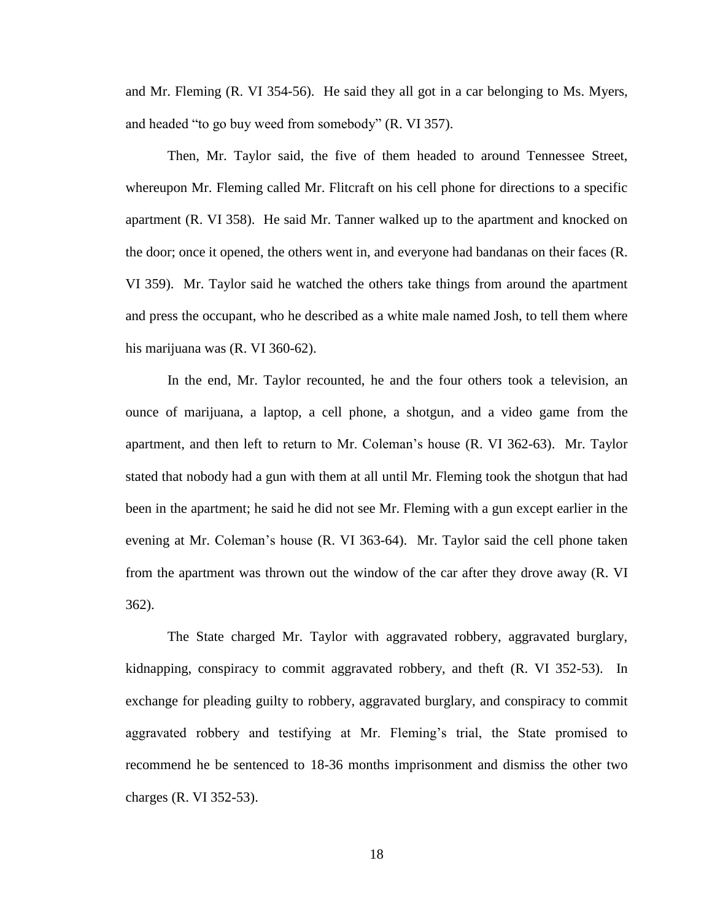and Mr. Fleming (R. VI 354-56). He said they all got in a car belonging to Ms. Myers, and headed "to go buy weed from somebody" (R. VI 357).

Then, Mr. Taylor said, the five of them headed to around Tennessee Street, whereupon Mr. Fleming called Mr. Flitcraft on his cell phone for directions to a specific apartment (R. VI 358). He said Mr. Tanner walked up to the apartment and knocked on the door; once it opened, the others went in, and everyone had bandanas on their faces (R. VI 359). Mr. Taylor said he watched the others take things from around the apartment and press the occupant, who he described as a white male named Josh, to tell them where his marijuana was (R. VI 360-62).

In the end, Mr. Taylor recounted, he and the four others took a television, an ounce of marijuana, a laptop, a cell phone, a shotgun, and a video game from the apartment, and then left to return to Mr. Coleman's house (R. VI 362-63). Mr. Taylor stated that nobody had a gun with them at all until Mr. Fleming took the shotgun that had been in the apartment; he said he did not see Mr. Fleming with a gun except earlier in the evening at Mr. Coleman's house (R. VI 363-64). Mr. Taylor said the cell phone taken from the apartment was thrown out the window of the car after they drove away (R. VI 362).

The State charged Mr. Taylor with aggravated robbery, aggravated burglary, kidnapping, conspiracy to commit aggravated robbery, and theft (R. VI 352-53). In exchange for pleading guilty to robbery, aggravated burglary, and conspiracy to commit aggravated robbery and testifying at Mr. Fleming's trial, the State promised to recommend he be sentenced to 18-36 months imprisonment and dismiss the other two charges (R. VI 352-53).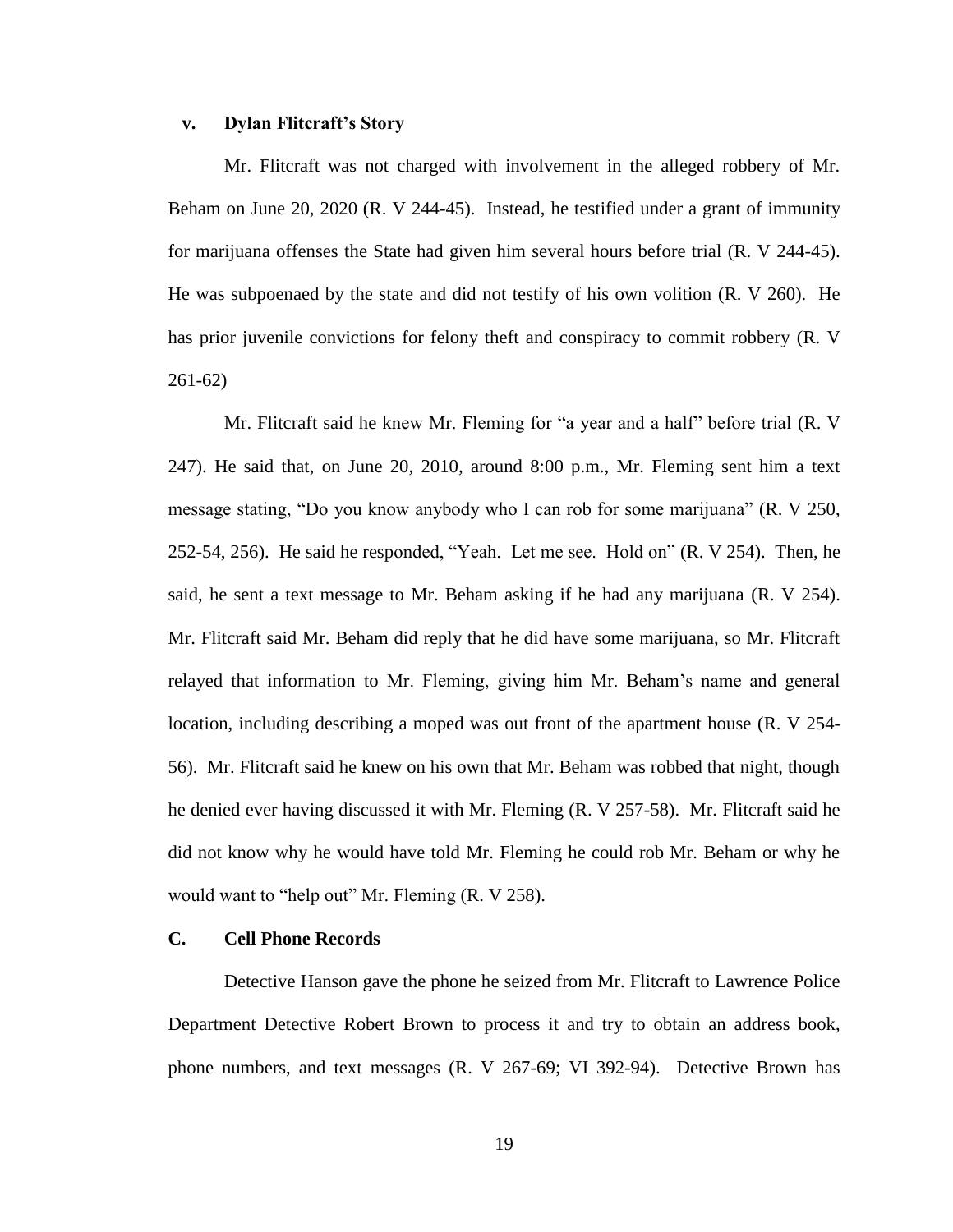### v. Dylan Flitcraft's Story

Mr. Flitcraft was not charged with involvement in the alleged robbery of Mr. Beham on June 20, 2020 (R. V 244-45). Instead, he testified under a grant of immunity for marijuana offenses the State had given him several hours before trial (R. V 244-45). He was subpoenaed by the state and did not testify of his own volition (R. V 260). He has prior juvenile convictions for felony theft and conspiracy to commit robbery (R. V 261-62)

Mr. Flitcraft said he knew Mr. Fleming for "a year and a half" before trial (R. V 247). He said that, on June 20, 2010, around 8:00 p.m., Mr. Fleming sent him a text message stating, "Do you know anybody who I can rob for some marijuana" (R. V 250, 252-54, 256). He said he responded, "Yeah. Let me see. Hold on" (R. V 254). Then, he said, he sent a text message to Mr. Beham asking if he had any marijuana (R. V 254). Mr. Flitcraft said Mr. Beham did reply that he did have some marijuana, so Mr. Flitcraft relayed that information to Mr. Fleming, giving him Mr. Beham's name and general location, including describing a moped was out front of the apartment house (R. V 254-56). Mr. Flitcraft said he knew on his own that Mr. Beham was robbed that night, though he denied ever having discussed it with Mr. Fleming (R. V 257-58). Mr. Flitcraft said he did not know why he would have told Mr. Fleming he could rob Mr. Beham or why he would want to "help out" Mr. Fleming (R. V 258).

## C. Cell Phone Records

Detective Hanson gave the phone he seized from Mr. Flitcraft to Lawrence Police Department Detective Robert Brown to process it and try to obtain an address book, phone numbers, and text messages (R. V 267-69; VI 392-94). Detective Brown has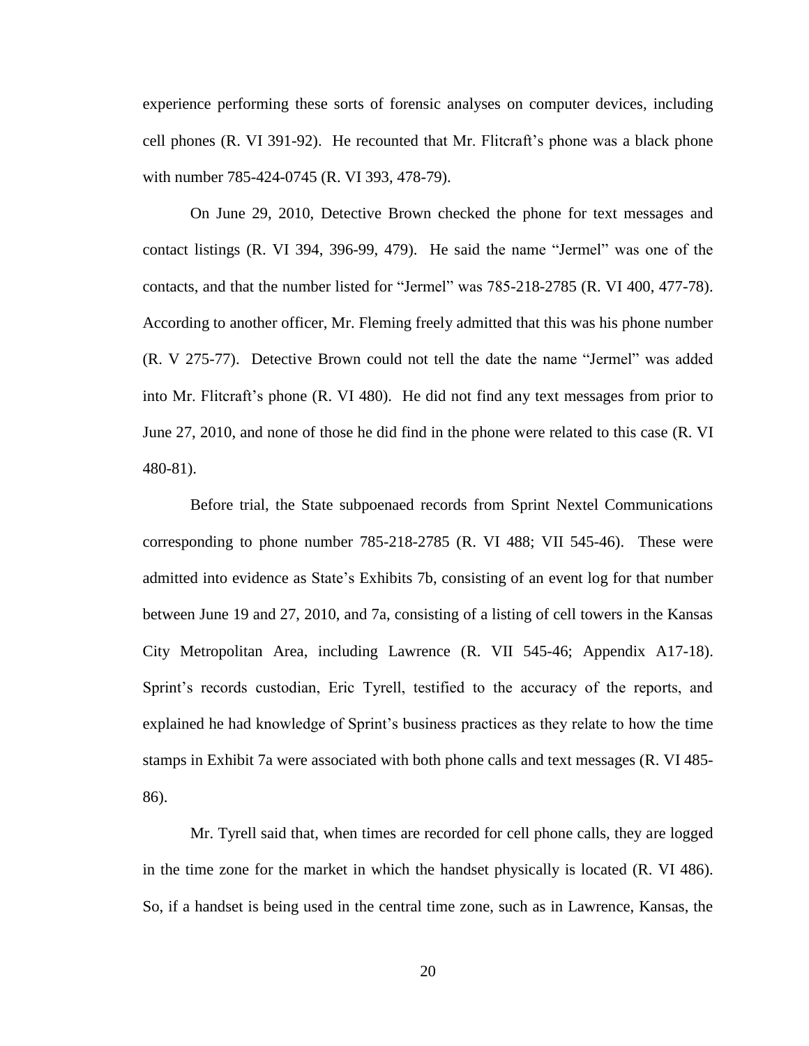experience performing these sorts of forensic analyses on computer devices, including cell phones (R. VI 391-92). He recounted that Mr. Flitcraft's phone was a black phone with number 785-424-0745 (R. VI 393, 478-79).

On June 29, 2010, Detective Brown checked the phone for text messages and contact listings (R. VI 394, 396-99, 479). He said the name "Jermel" was one of the contacts, and that the number listed for "Jermel" was 785-218-2785 (R. VI 400, 477-78). According to another officer, Mr. Fleming freely admitted that this was his phone number (R. V 275-77). Detective Brown could not tell the date the name "Jermel" was added into Mr. Flitcraft's phone (R. VI 480). He did not find any text messages from prior to June 27, 2010, and none of those he did find in the phone were related to this case (R. VI 480-81).

Before trial, the State subpoenaed records from Sprint Nextel Communications corresponding to phone number 785-218-2785 (R. VI 488; VII 545-46). These were admitted into evidence as State's Exhibits 7b, consisting of an event log for that number between June 19 and 27, 2010, and 7a, consisting of a listing of cell towers in the Kansas City Metropolitan Area, including Lawrence (R. VII 545-46; Appendix A17-18). Sprint's records custodian, Eric Tyrell, testified to the accuracy of the reports, and explained he had knowledge of Sprint's business practices as they relate to how the time stamps in Exhibit 7a were associated with both phone calls and text messages (R. VI 485-86).

Mr. Tyrell said that, when times are recorded for cell phone calls, they are logged in the time zone for the market in which the handset physically is located (R. VI 486). So, if a handset is being used in the central time zone, such as in Lawrence, Kansas, the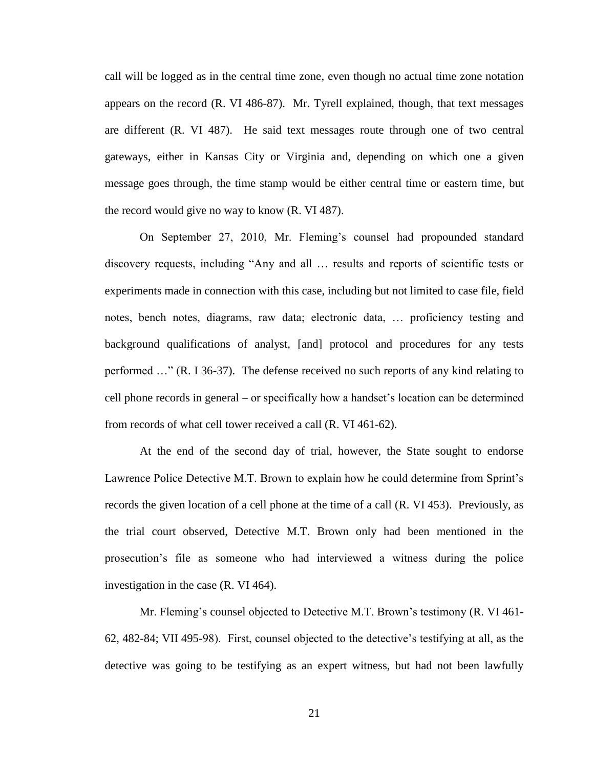call will be logged as in the central time zone, even though no actual time zone notation appears on the record (R. VI 486-87). Mr. Tyrell explained, though, that text messages are different (R. VI 487). He said text messages route through one of two central gateways, either in Kansas City or Virginia and, depending on which one a given message goes through, the time stamp would be either central time or eastern time, but the record would give no way to know (R. VI 487).

On September 27, 2010, Mr. Fleming's counsel had propounded standard discovery requests, including "Any and all … results and reports of scientific tests or experiments made in connection with this case, including but not limited to case file, field notes, bench notes, diagrams, raw data; electronic data, … proficiency testing and background qualifications of analyst, [and] protocol and procedures for any tests performed …" (R. I 36-37). The defense received no such reports of any kind relating to cell phone records in general – or specifically how a handset's location can be determined from records of what cell tower received a call (R. VI 461-62).

At the end of the second day of trial, however, the State sought to endorse Lawrence Police Detective M.T. Brown to explain how he could determine from Sprint's records the given location of a cell phone at the time of a call (R. VI 453). Previously, as the trial court observed, Detective M.T. Brown only had been mentioned in the prosecution's file as someone who had interviewed a witness during the police investigation in the case (R. VI 464).

Mr. Fleming's counsel objected to Detective M.T. Brown's testimony (R. VI 461-62, 482-84; VII 495-98). First, counsel objected to the detective's testifying at all, as the detective was going to be testifying as an expert witness, but had not been lawfully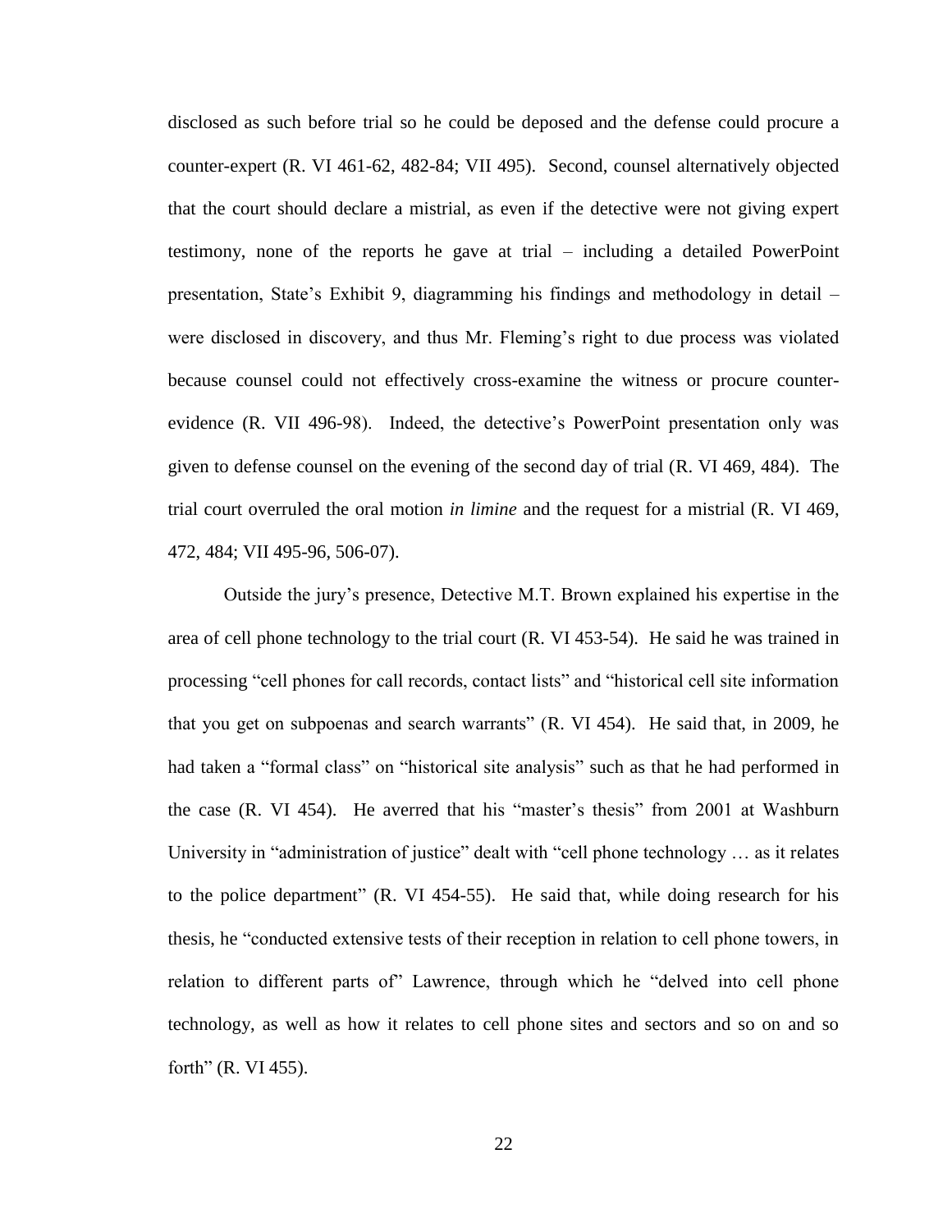disclosed as such before trial so he could be deposed and the defense could procure a counter-expert (R. VI 461-62, 482-84; VII 495). Second, counsel alternatively objected that the court should declare a mistrial, as even if the detective were not giving expert testimony, none of the reports he gave at trial – including a detailed PowerPoint presentation, State's Exhibit 9, diagramming his findings and methodology in detail – were disclosed in discovery, and thus Mr. Fleming's right to due process was violated because counsel could not effectively cross-examine the witness or procure counter-evidence (R. VII 496-98). Indeed, the detective's PowerPoint presentation only was given to defense counsel on the evening of the second day of trial (R. VI 469, 484). The trial court overruled the oral motion *in limine* and the request for a mistrial (R. VI 469, 472, 484; VII 495-96, 506-07).

Outside the jury's presence, Detective M.T. Brown explained his expertise in the area of cell phone technology to the trial court (R. VI 453-54). He said he was trained in processing "cell phones for call records, contact lists" and "historical cell site information that you get on subpoenas and search warrants" (R. VI 454). He said that, in 2009, he had taken a "formal class" on "historical site analysis" such as that he had performed in the case (R. VI 454). He averred that his "master's thesis" from 2001 at Washburn University in "administration of justice" dealt with "cell phone technology … as it relates to the police department" (R. VI 454-55). He said that, while doing research for his thesis, he "conducted extensive tests of their reception in relation to cell phone towers, in relation to different parts of" Lawrence, through which he "delved into cell phone technology, as well as how it relates to cell phone sites and sectors and so on and so forth" (R. VI 455).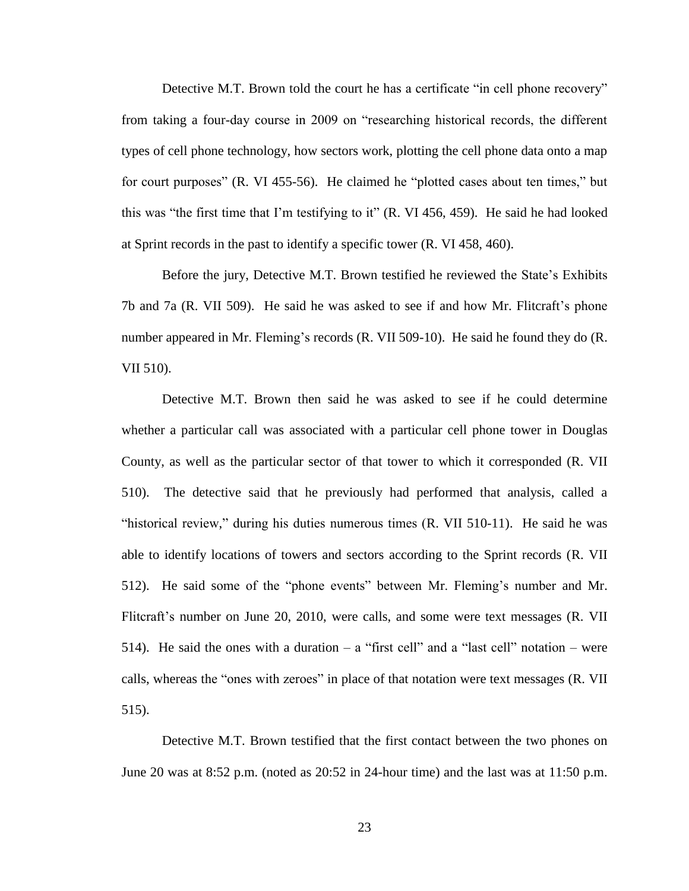Detective M.T. Brown told the court he has a certificate "in cell phone recovery" from taking a four-day course in 2009 on "researching historical records, the different types of cell phone technology, how sectors work, plotting the cell phone data onto a map for court purposes" (R. VI 455-56). He claimed he "plotted cases about ten times," but this was "the first time that I'm testifying to it" (R. VI 456, 459). He said he had looked at Sprint records in the past to identify a specific tower (R. VI 458, 460).

Before the jury, Detective M.T. Brown testified he reviewed the State's Exhibits 7b and 7a (R. VII 509). He said he was asked to see if and how Mr. Flitcraft's phone number appeared in Mr. Fleming's records (R. VII 509-10). He said he found they do (R. VII 510).

Detective M.T. Brown then said he was asked to see if he could determine whether a particular call was associated with a particular cell phone tower in Douglas County, as well as the particular sector of that tower to which it corresponded (R. VII 510). The detective said that he previously had performed that analysis, called a "historical review," during his duties numerous times (R. VII 510-11). He said he was able to identify locations of towers and sectors according to the Sprint records (R. VII 512). He said some of the "phone events" between Mr. Fleming's number and Mr. Flitcraft's number on June 20, 2010, were calls, and some were text messages (R. VII 514). He said the ones with a duration – a "first cell" and a "last cell" notation – were calls, whereas the "ones with zeroes" in place of that notation were text messages (R. VII 515).

Detective M.T. Brown testified that the first contact between the two phones on June 20 was at 8:52 p.m. (noted as 20:52 in 24-hour time) and the last was at 11:50 p.m.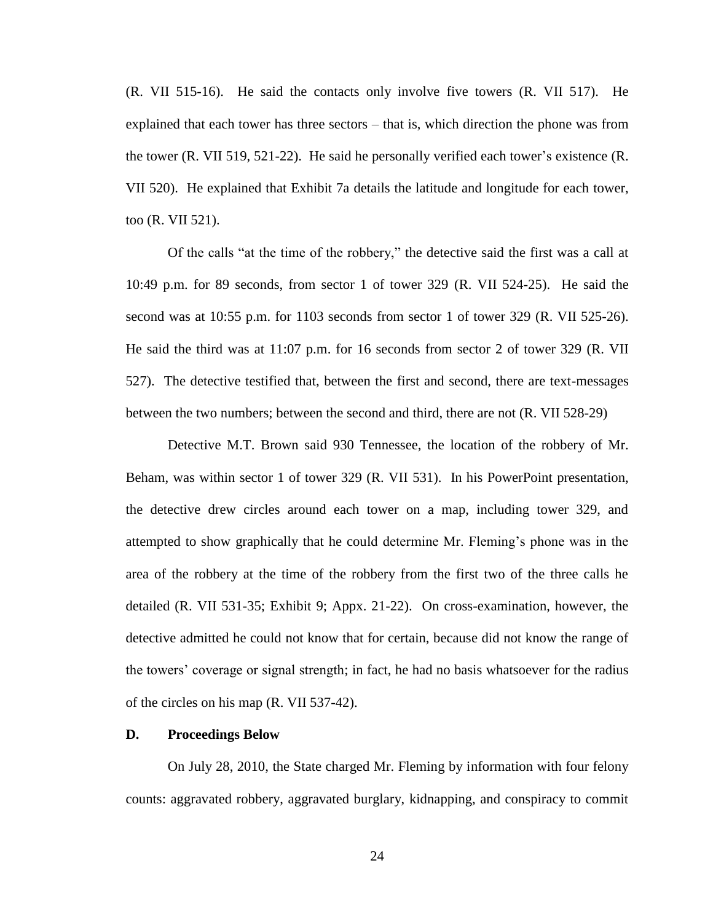(R. VII 515-16). He said the contacts only involve five towers (R. VII 517). He explained that each tower has three sectors – that is, which direction the phone was from the tower (R. VII 519, 521-22). He said he personally verified each tower's existence (R. VII 520). He explained that Exhibit 7a details the latitude and longitude for each tower, too (R. VII 521).

Of the calls "at the time of the robbery," the detective said the first was a call at 10:49 p.m. for 89 seconds, from sector 1 of tower 329 (R. VII 524-25). He said the second was at 10:55 p.m. for 1103 seconds from sector 1 of tower 329 (R. VII 525-26). He said the third was at 11:07 p.m. for 16 seconds from sector 2 of tower 329 (R. VII 527). The detective testified that, between the first and second, there are text-messages between the two numbers; between the second and third, there are not (R. VII 528-29)

Detective M.T. Brown said 930 Tennessee, the location of the robbery of Mr. Beham, was within sector 1 of tower 329 (R. VII 531). In his PowerPoint presentation, the detective drew circles around each tower on a map, including tower 329, and attempted to show graphically that he could determine Mr. Fleming's phone was in the area of the robbery at the time of the robbery from the first two of the three calls he detailed (R. VII 531-35; Exhibit 9; Appx. 21-22). On cross-examination, however, the detective admitted he could not know that for certain, because did not know the range of the towers' coverage or signal strength; in fact, he had no basis whatsoever for the radius of the circles on his map (R. VII 537-42).

### D. Proceedings Below

On July 28, 2010, the State charged Mr. Fleming by information with four felony counts: aggravated robbery, aggravated burglary, kidnapping, and conspiracy to commit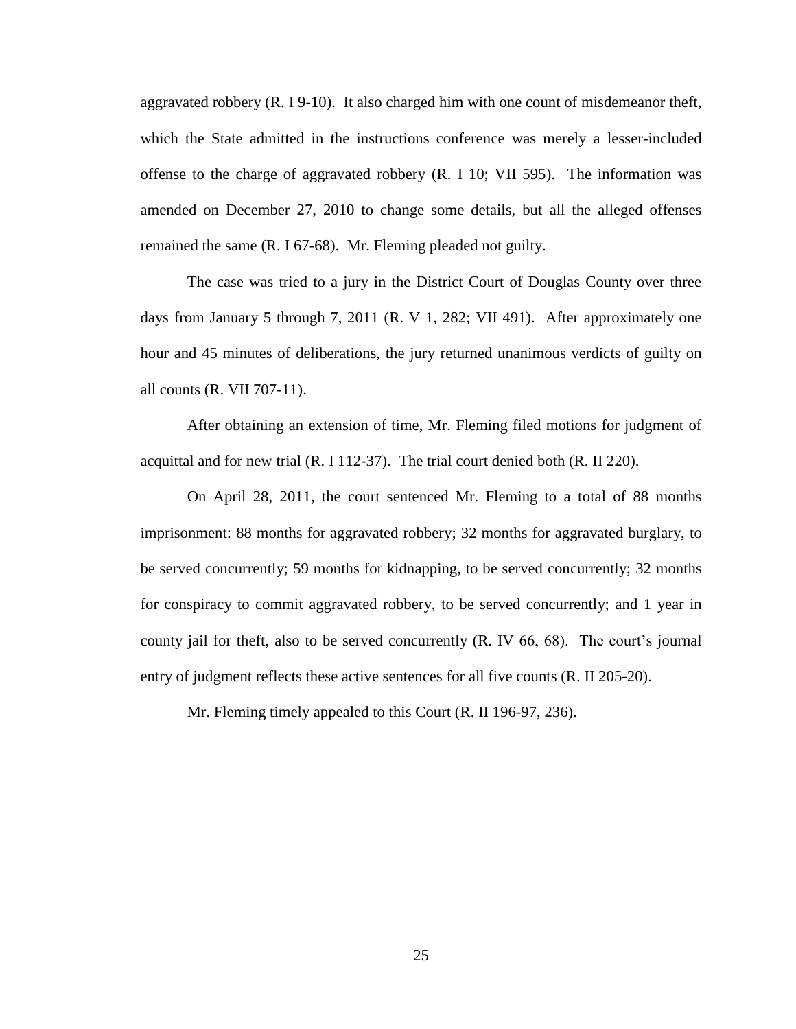aggravated robbery (R. I 9-10). It also charged him with one count of misdemeanor theft, which the State admitted in the instructions conference was merely a lesser-included offense to the charge of aggravated robbery (R. I 10; VII 595). The information was amended on December 27, 2010 to change some details, but all the alleged offenses remained the same (R. I 67-68). Mr. Fleming pleaded not guilty.

The case was tried to a jury in the District Court of Douglas County over three days from January 5 through 7, 2011 (R. V 1, 282; VII 491). After approximately one hour and 45 minutes of deliberations, the jury returned unanimous verdicts of guilty on all counts (R. VII 707-11).

After obtaining an extension of time, Mr. Fleming filed motions for judgment of acquittal and for new trial (R. I 112-37). The trial court denied both (R. II 220).

On April 28, 2011, the court sentenced Mr. Fleming to a total of 88 months imprisonment: 88 months for aggravated robbery; 32 months for aggravated burglary, to be served concurrently; 59 months for kidnapping, to be served concurrently; 32 months for conspiracy to commit aggravated robbery, to be served concurrently; and 1 year in county jail for theft, also to be served concurrently (R. IV 66, 68). The court's journal entry of judgment reflects these active sentences for all five counts (R. II 205-20).

Mr. Fleming timely appealed to this Court (R. II 196-97, 236).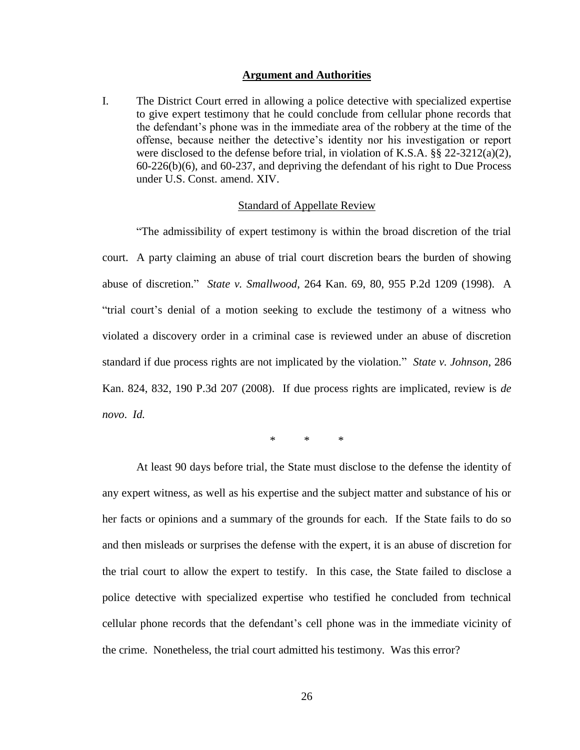## Argument and Authorities

I. The District Court erred in allowing a police detective with specialized expertise to give expert testimony that he could conclude from cellular phone records that the defendant's phone was in the immediate area of the robbery at the time of the offense, because neither the detective's identity nor his investigation or report were disclosed to the defense before trial, in violation of K.S.A. §§ 22-3212(a)(2), 60-226(b)(6), and 60-237, and depriving the defendant of his right to Due Process under U.S. Const. amend. XIV.

### Standard of Appellate Review

"The admissibility of expert testimony is within the broad discretion of the trial court. A party claiming an abuse of trial court discretion bears the burden of showing abuse of discretion." *State v. Smallwood*, 264 Kan. 69, 80, 955 P.2d 1209 (1998). A "trial court's denial of a motion seeking to exclude the testimony of a witness who violated a discovery order in a criminal case is reviewed under an abuse of discretion standard if due process rights are not implicated by the violation." *State v. Johnson*, 286 Kan. 824, 832, 190 P.3d 207 (2008). If due process rights are implicated, review is *de novo*. *Id.*

\* \* \*

At least 90 days before trial, the State must disclose to the defense the identity of any expert witness, as well as his expertise and the subject matter and substance of his or her facts or opinions and a summary of the grounds for each. If the State fails to do so and then misleads or surprises the defense with the expert, it is an abuse of discretion for the trial court to allow the expert to testify. In this case, the State failed to disclose a police detective with specialized expertise who testified he concluded from technical cellular phone records that the defendant's cell phone was in the immediate vicinity of the crime. Nonetheless, the trial court admitted his testimony. Was this error?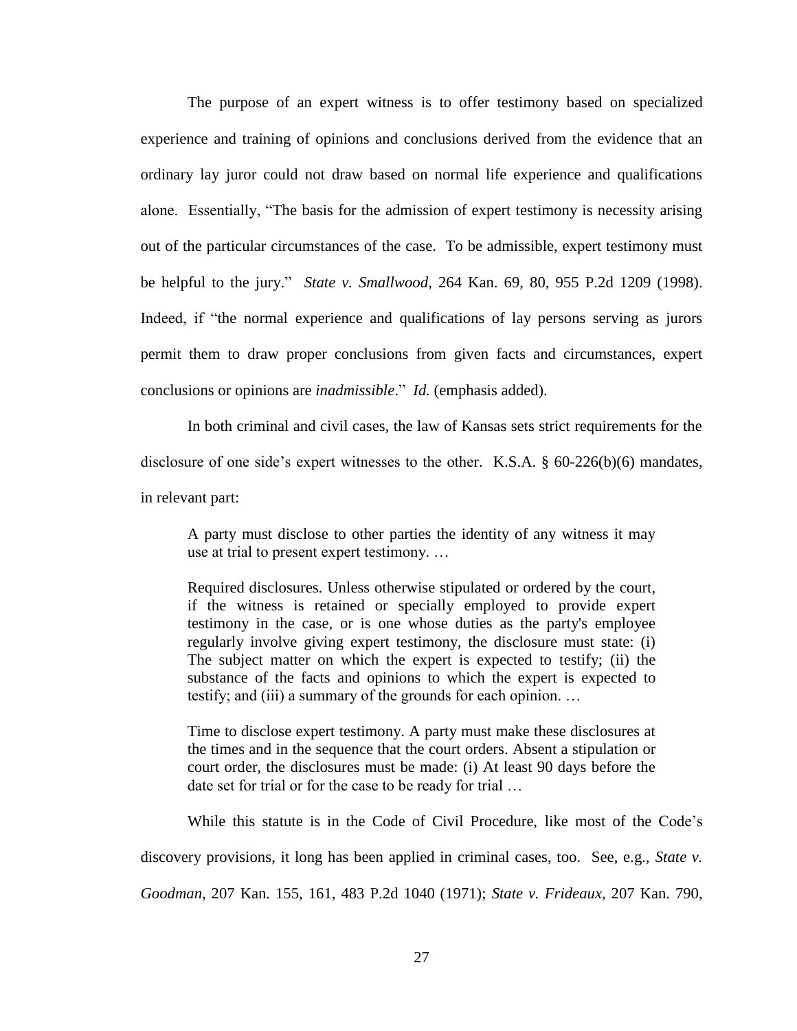The purpose of an expert witness is to offer testimony based on specialized experience and training of opinions and conclusions derived from the evidence that an ordinary lay juror could not draw based on normal life experience and qualifications alone. Essentially, "The basis for the admission of expert testimony is necessity arising out of the particular circumstances of the case. To be admissible, expert testimony must be helpful to the jury." *State v. Smallwood*, 264 Kan. 69, 80, 955 P.2d 1209 (1998). Indeed, if "the normal experience and qualifications of lay persons serving as jurors permit them to draw proper conclusions from given facts and circumstances, expert conclusions or opinions are *inadmissible*." *Id.* (emphasis added).

In both criminal and civil cases, the law of Kansas sets strict requirements for the disclosure of one side's expert witnesses to the other. K.S.A. § 60-226(b)(6) mandates, in relevant part:

> A party must disclose to other parties the identity of any witness it may use at trial to present expert testimony. …
>
> Required disclosures. Unless otherwise stipulated or ordered by the court, if the witness is retained or specially employed to provide expert testimony in the case, or is one whose duties as the party's employee regularly involve giving expert testimony, the disclosure must state: (i) The subject matter on which the expert is expected to testify; (ii) the substance of the facts and opinions to which the expert is expected to testify; and (iii) a summary of the grounds for each opinion. …
>
> Time to disclose expert testimony. A party must make these disclosures at the times and in the sequence that the court orders. Absent a stipulation or court order, the disclosures must be made: (i) At least 90 days before the date set for trial or for the case to be ready for trial …

While this statute is in the Code of Civil Procedure, like most of the Code's discovery provisions, it long has been applied in criminal cases, too. See, e.g., *State v. Goodman*, 207 Kan. 155, 161, 483 P.2d 1040 (1971); *State v. Frideaux*, 207 Kan. 790,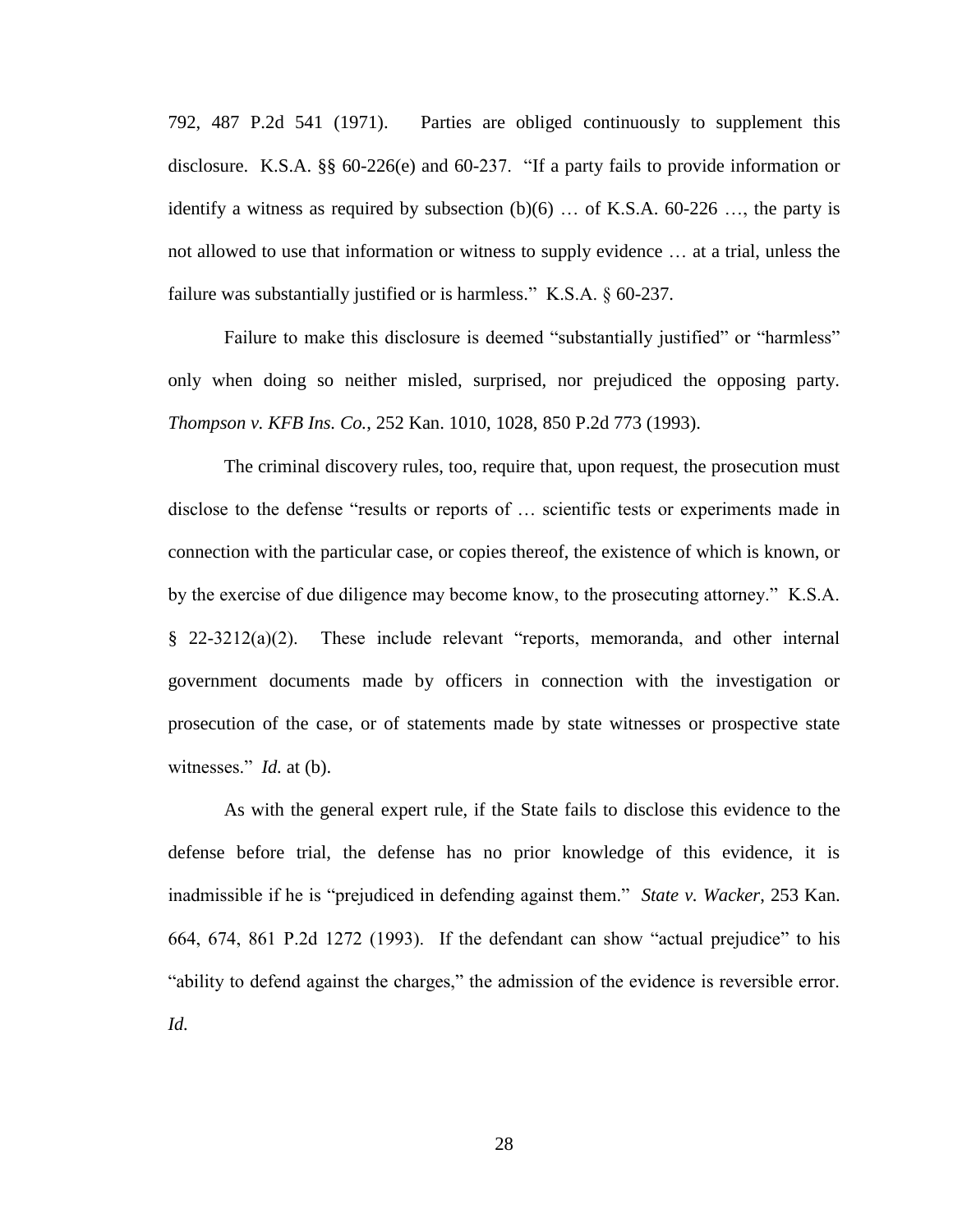792, 487 P.2d 541 (1971). Parties are obliged continuously to supplement this disclosure. K.S.A. §§ 60-226(e) and 60-237. "If a party fails to provide information or identify a witness as required by subsection (b)(6) … of K.S.A. 60-226 …, the party is not allowed to use that information or witness to supply evidence … at a trial, unless the failure was substantially justified or is harmless." K.S.A. § 60-237.

Failure to make this disclosure is deemed "substantially justified" or "harmless" only when doing so neither misled, surprised, nor prejudiced the opposing party. *Thompson v. KFB Ins. Co.*, 252 Kan. 1010, 1028, 850 P.2d 773 (1993).

The criminal discovery rules, too, require that, upon request, the prosecution must disclose to the defense "results or reports of … scientific tests or experiments made in connection with the particular case, or copies thereof, the existence of which is known, or by the exercise of due diligence may become know, to the prosecuting attorney." K.S.A. § 22-3212(a)(2). These include relevant "reports, memoranda, and other internal government documents made by officers in connection with the investigation or prosecution of the case, or of statements made by state witnesses or prospective state witnesses." *Id.* at (b).

As with the general expert rule, if the State fails to disclose this evidence to the defense before trial, the defense has no prior knowledge of this evidence, it is inadmissible if he is "prejudiced in defending against them." *State v. Wacker*, 253 Kan. 664, 674, 861 P.2d 1272 (1993). If the defendant can show "actual prejudice" to his "ability to defend against the charges," the admission of the evidence is reversible error. *Id.*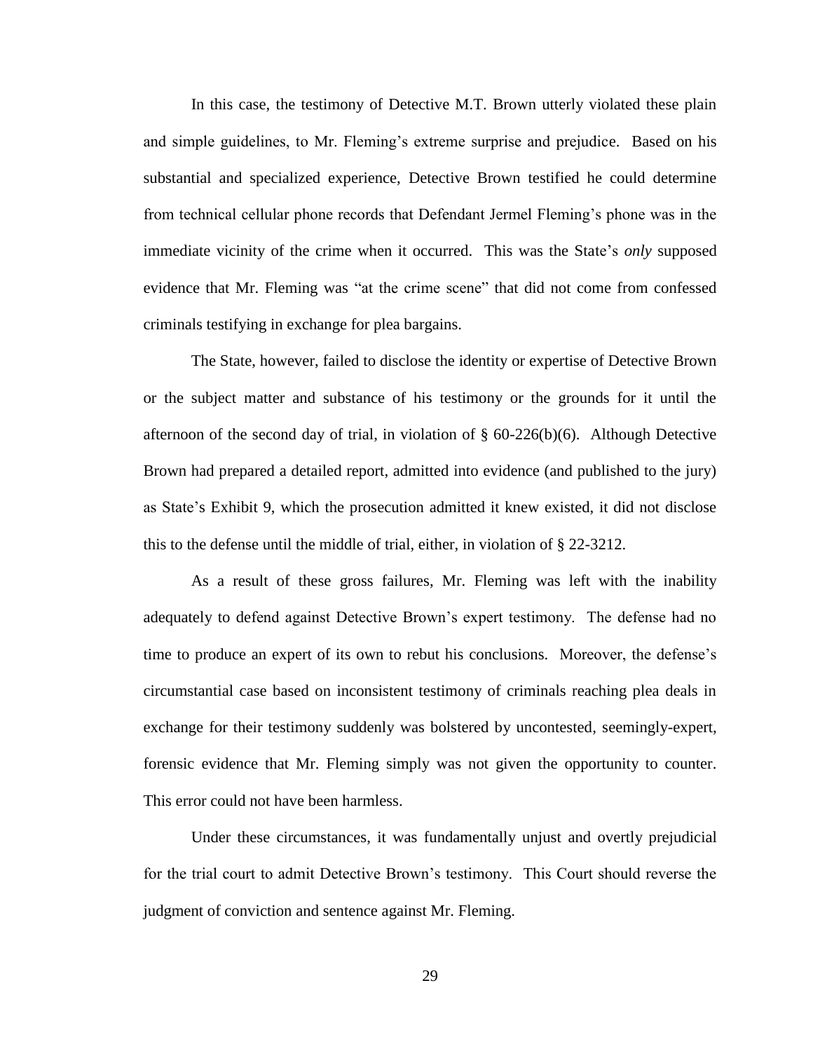In this case, the testimony of Detective M.T. Brown utterly violated these plain and simple guidelines, to Mr. Fleming's extreme surprise and prejudice. Based on his substantial and specialized experience, Detective Brown testified he could determine from technical cellular phone records that Defendant Jermel Fleming's phone was in the immediate vicinity of the crime when it occurred. This was the State's *only* supposed evidence that Mr. Fleming was "at the crime scene" that did not come from confessed criminals testifying in exchange for plea bargains.

The State, however, failed to disclose the identity or expertise of Detective Brown or the subject matter and substance of his testimony or the grounds for it until the afternoon of the second day of trial, in violation of § 60-226(b)(6). Although Detective Brown had prepared a detailed report, admitted into evidence (and published to the jury) as State's Exhibit 9, which the prosecution admitted it knew existed, it did not disclose this to the defense until the middle of trial, either, in violation of § 22-3212.

As a result of these gross failures, Mr. Fleming was left with the inability adequately to defend against Detective Brown's expert testimony. The defense had no time to produce an expert of its own to rebut his conclusions. Moreover, the defense's circumstantial case based on inconsistent testimony of criminals reaching plea deals in exchange for their testimony suddenly was bolstered by uncontested, seemingly-expert, forensic evidence that Mr. Fleming simply was not given the opportunity to counter. This error could not have been harmless.

Under these circumstances, it was fundamentally unjust and overtly prejudicial for the trial court to admit Detective Brown's testimony. This Court should reverse the judgment of conviction and sentence against Mr. Fleming.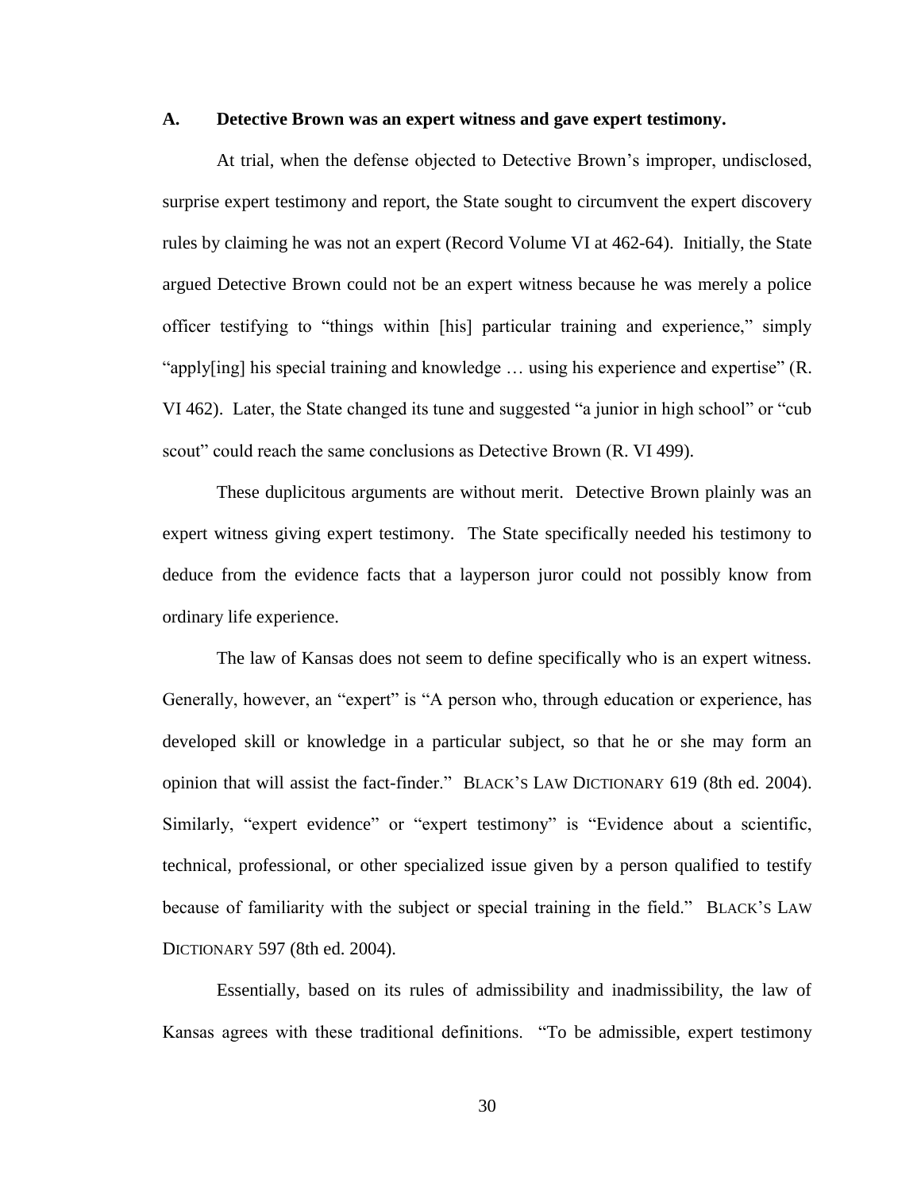### A. Detective Brown was an expert witness and gave expert testimony.

At trial, when the defense objected to Detective Brown's improper, undisclosed, surprise expert testimony and report, the State sought to circumvent the expert discovery rules by claiming he was not an expert (Record Volume VI at 462-64). Initially, the State argued Detective Brown could not be an expert witness because he was merely a police officer testifying to "things within [his] particular training and experience," simply "apply[ing] his special training and knowledge … using his experience and expertise" (R. VI 462). Later, the State changed its tune and suggested "a junior in high school" or "cub scout" could reach the same conclusions as Detective Brown (R. VI 499).

These duplicitous arguments are without merit. Detective Brown plainly was an expert witness giving expert testimony. The State specifically needed his testimony to deduce from the evidence facts that a layperson juror could not possibly know from ordinary life experience.

The law of Kansas does not seem to define specifically who is an expert witness. Generally, however, an "expert" is "A person who, through education or experience, has developed skill or knowledge in a particular subject, so that he or she may form an opinion that will assist the fact-finder." BLACK'S LAW DICTIONARY 619 (8th ed. 2004). Similarly, "expert evidence" or "expert testimony" is "Evidence about a scientific, technical, professional, or other specialized issue given by a person qualified to testify because of familiarity with the subject or special training in the field." BLACK'S LAW DICTIONARY 597 (8th ed. 2004).

Essentially, based on its rules of admissibility and inadmissibility, the law of Kansas agrees with these traditional definitions. "To be admissible, expert testimony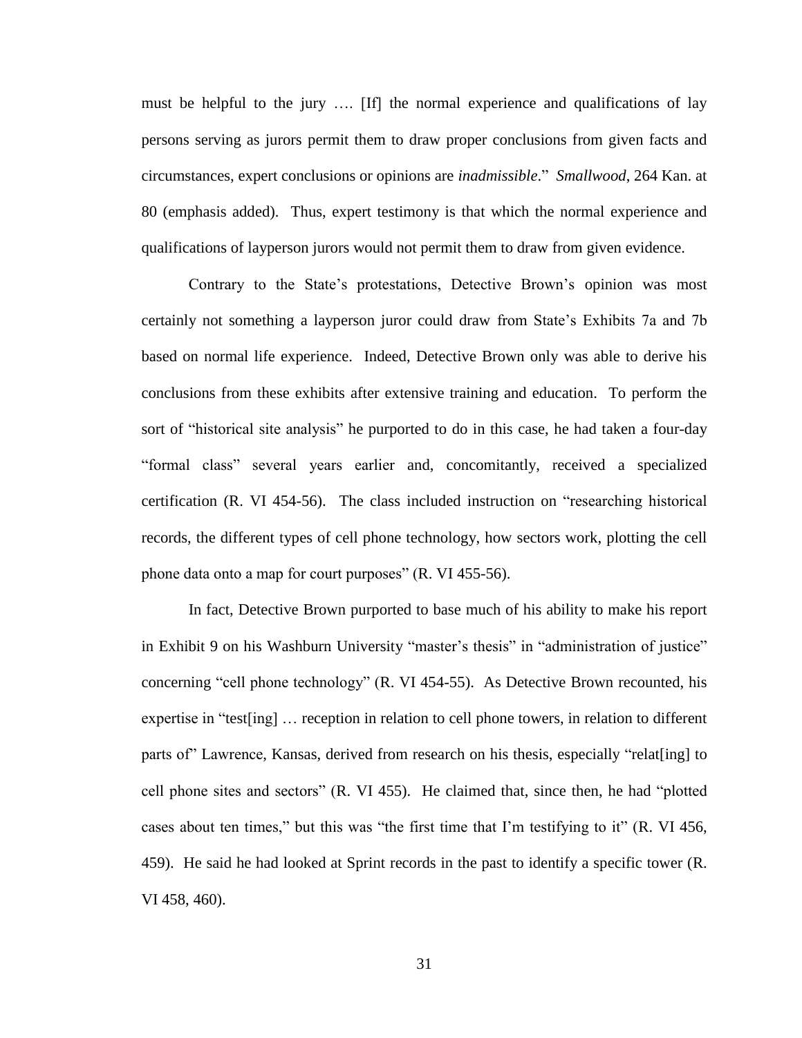must be helpful to the jury …. [If] the normal experience and qualifications of lay persons serving as jurors permit them to draw proper conclusions from given facts and circumstances, expert conclusions or opinions are *inadmissible*." *Smallwood*, 264 Kan. at 80 (emphasis added). Thus, expert testimony is that which the normal experience and qualifications of layperson jurors would not permit them to draw from given evidence.

Contrary to the State's protestations, Detective Brown's opinion was most certainly not something a layperson juror could draw from State's Exhibits 7a and 7b based on normal life experience. Indeed, Detective Brown only was able to derive his conclusions from these exhibits after extensive training and education. To perform the sort of "historical site analysis" he purported to do in this case, he had taken a four-day "formal class" several years earlier and, concomitantly, received a specialized certification (R. VI 454-56). The class included instruction on "researching historical records, the different types of cell phone technology, how sectors work, plotting the cell phone data onto a map for court purposes" (R. VI 455-56).

In fact, Detective Brown purported to base much of his ability to make his report in Exhibit 9 on his Washburn University "master's thesis" in "administration of justice" concerning "cell phone technology" (R. VI 454-55). As Detective Brown recounted, his expertise in "test[ing] … reception in relation to cell phone towers, in relation to different parts of" Lawrence, Kansas, derived from research on his thesis, especially "relat[ing] to cell phone sites and sectors" (R. VI 455). He claimed that, since then, he had "plotted cases about ten times," but this was "the first time that I'm testifying to it" (R. VI 456, 459). He said he had looked at Sprint records in the past to identify a specific tower (R. VI 458, 460).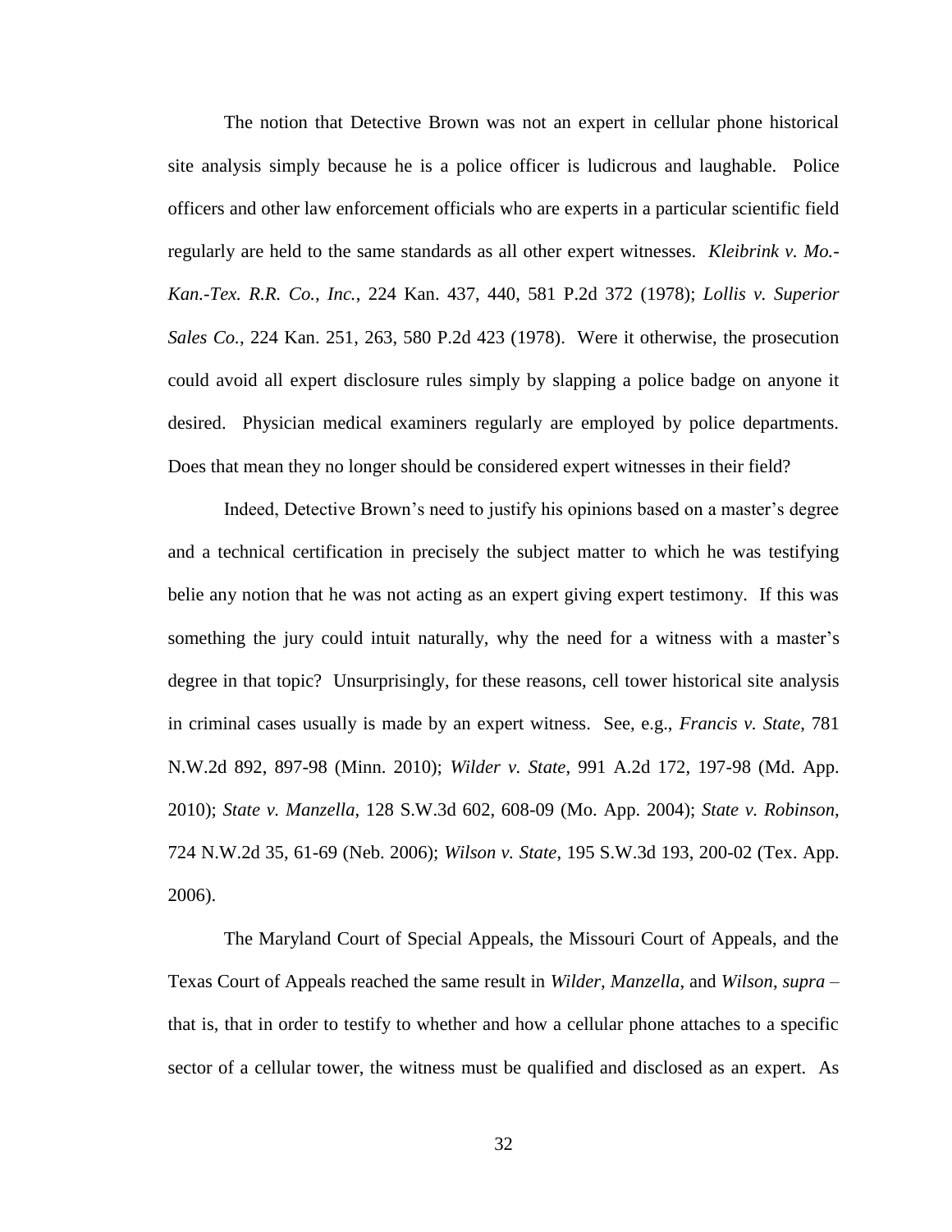The notion that Detective Brown was not an expert in cellular phone historical site analysis simply because he is a police officer is ludicrous and laughable. Police officers and other law enforcement officials who are experts in a particular scientific field regularly are held to the same standards as all other expert witnesses. *Kleibrink v. Mo.-Kan.-Tex. R.R. Co., Inc.*, 224 Kan. 437, 440, 581 P.2d 372 (1978); *Lollis v. Superior Sales Co.*, 224 Kan. 251, 263, 580 P.2d 423 (1978). Were it otherwise, the prosecution could avoid all expert disclosure rules simply by slapping a police badge on anyone it desired. Physician medical examiners regularly are employed by police departments. Does that mean they no longer should be considered expert witnesses in their field?

Indeed, Detective Brown's need to justify his opinions based on a master's degree and a technical certification in precisely the subject matter to which he was testifying belie any notion that he was not acting as an expert giving expert testimony. If this was something the jury could intuit naturally, why the need for a witness with a master's degree in that topic? Unsurprisingly, for these reasons, cell tower historical site analysis in criminal cases usually is made by an expert witness. See, e.g., *Francis v. State*, 781 N.W.2d 892, 897-98 (Minn. 2010); *Wilder v. State*, 991 A.2d 172, 197-98 (Md. App. 2010); *State v. Manzella*, 128 S.W.3d 602, 608-09 (Mo. App. 2004); *State v. Robinson*, 724 N.W.2d 35, 61-69 (Neb. 2006); *Wilson v. State*, 195 S.W.3d 193, 200-02 (Tex. App. 2006).

The Maryland Court of Special Appeals, the Missouri Court of Appeals, and the Texas Court of Appeals reached the same result in *Wilder*, *Manzella*, and *Wilson*, *supra* – that is, that in order to testify to whether and how a cellular phone attaches to a specific sector of a cellular tower, the witness must be qualified and disclosed as an expert. As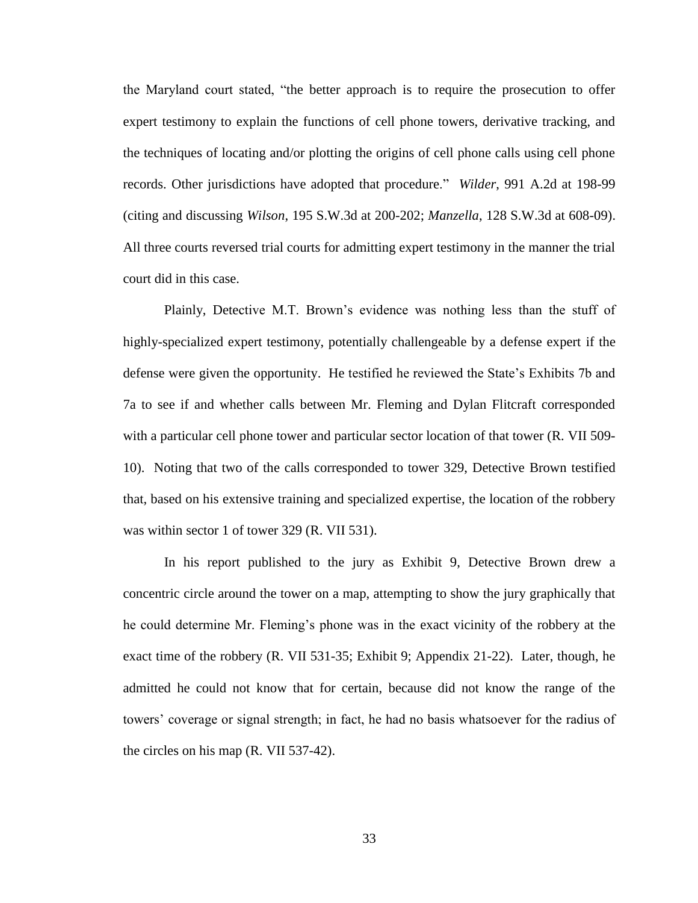the Maryland court stated, "the better approach is to require the prosecution to offer expert testimony to explain the functions of cell phone towers, derivative tracking, and the techniques of locating and/or plotting the origins of cell phone calls using cell phone records. Other jurisdictions have adopted that procedure." *Wilder*, 991 A.2d at 198-99 (citing and discussing *Wilson*, 195 S.W.3d at 200-202; *Manzella*, 128 S.W.3d at 608-09). All three courts reversed trial courts for admitting expert testimony in the manner the trial court did in this case.

Plainly, Detective M.T. Brown's evidence was nothing less than the stuff of highly-specialized expert testimony, potentially challengeable by a defense expert if the defense were given the opportunity. He testified he reviewed the State's Exhibits 7b and 7a to see if and whether calls between Mr. Fleming and Dylan Flitcraft corresponded with a particular cell phone tower and particular sector location of that tower (R. VII 509-10). Noting that two of the calls corresponded to tower 329, Detective Brown testified that, based on his extensive training and specialized expertise, the location of the robbery was within sector 1 of tower 329 (R. VII 531).

In his report published to the jury as Exhibit 9, Detective Brown drew a concentric circle around the tower on a map, attempting to show the jury graphically that he could determine Mr. Fleming's phone was in the exact vicinity of the robbery at the exact time of the robbery (R. VII 531-35; Exhibit 9; Appendix 21-22). Later, though, he admitted he could not know that for certain, because did not know the range of the towers' coverage or signal strength; in fact, he had no basis whatsoever for the radius of the circles on his map (R. VII 537-42).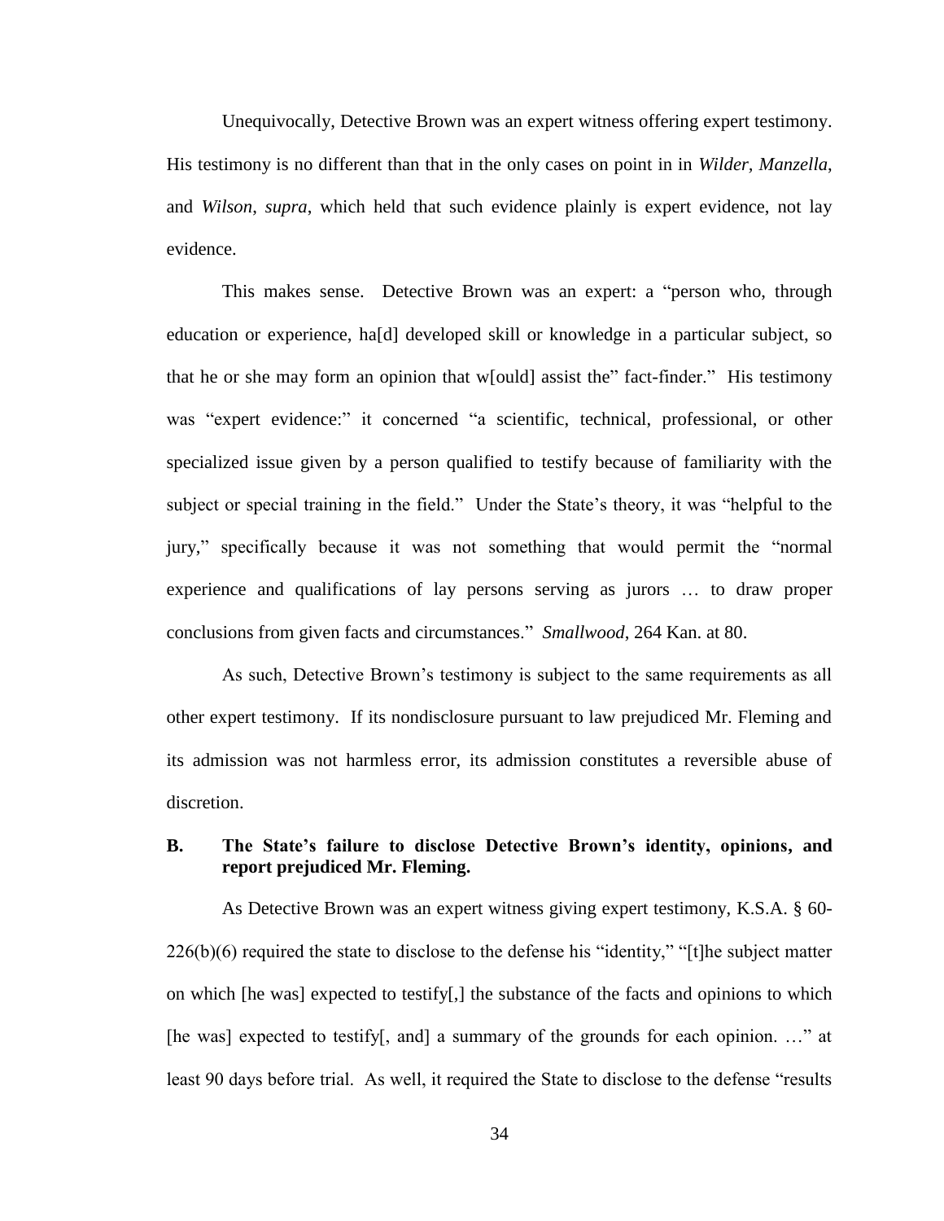Unequivocally, Detective Brown was an expert witness offering expert testimony. His testimony is no different than that in the only cases on point in in *Wilder*, *Manzella*, and *Wilson*, *supra*, which held that such evidence plainly is expert evidence, not lay evidence.

This makes sense. Detective Brown was an expert: a "person who, through education or experience, ha[d] developed skill or knowledge in a particular subject, so that he or she may form an opinion that w[ould] assist the" fact-finder." His testimony was "expert evidence:" it concerned "a scientific, technical, professional, or other specialized issue given by a person qualified to testify because of familiarity with the subject or special training in the field." Under the State's theory, it was "helpful to the jury," specifically because it was not something that would permit the "normal experience and qualifications of lay persons serving as jurors … to draw proper conclusions from given facts and circumstances." *Smallwood*, 264 Kan. at 80.

As such, Detective Brown's testimony is subject to the same requirements as all other expert testimony. If its nondisclosure pursuant to law prejudiced Mr. Fleming and its admission was not harmless error, its admission constitutes a reversible abuse of discretion.

### B. The State's failure to disclose Detective Brown's identity, opinions, and report prejudiced Mr. Fleming.

As Detective Brown was an expert witness giving expert testimony, K.S.A. § 60-226(b)(6) required the state to disclose to the defense his "identity," "[t]he subject matter on which [he was] expected to testify[,] the substance of the facts and opinions to which [he was] expected to testify[, and] a summary of the grounds for each opinion. …" at least 90 days before trial. As well, it required the State to disclose to the defense "results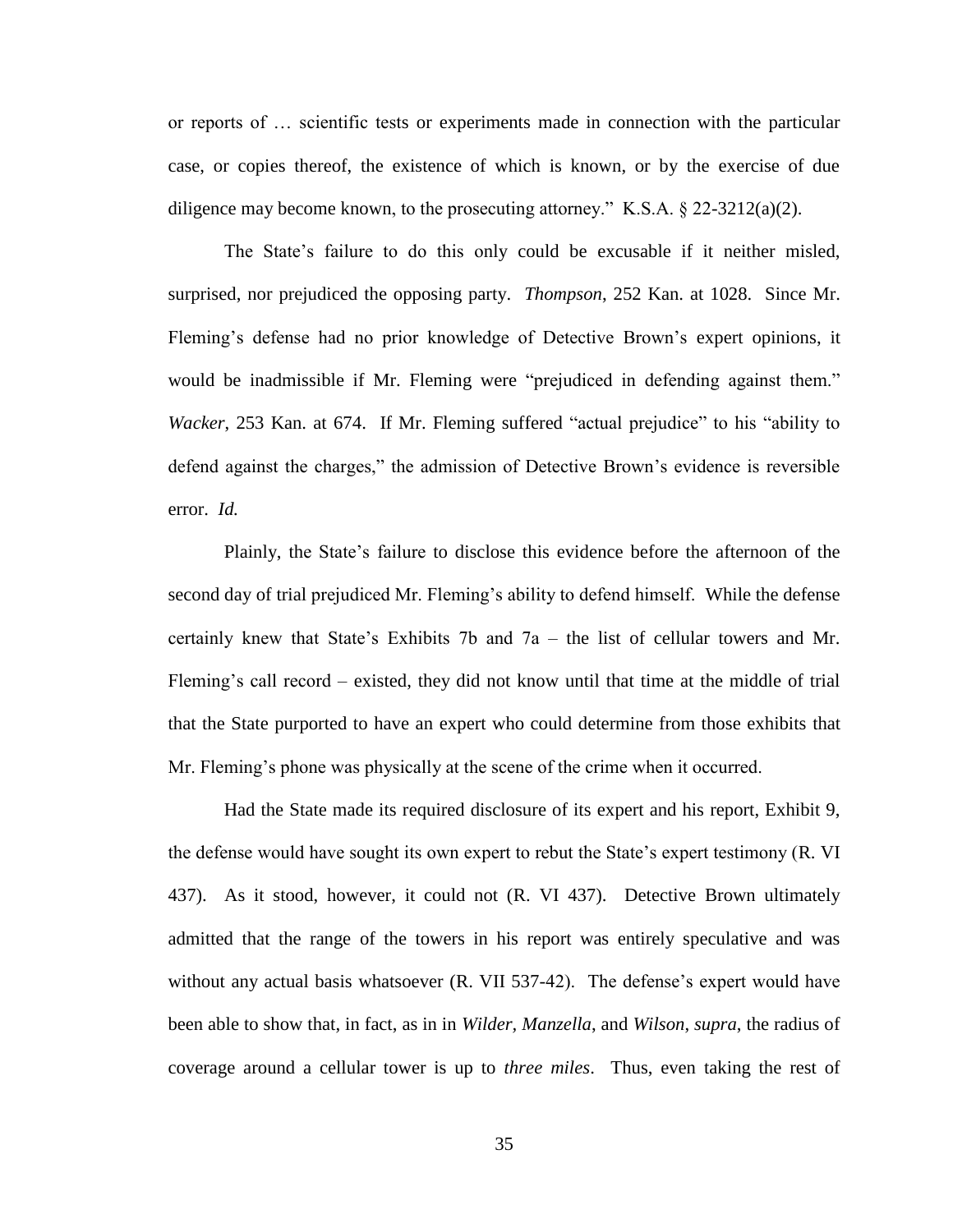or reports of … scientific tests or experiments made in connection with the particular case, or copies thereof, the existence of which is known, or by the exercise of due diligence may become known, to the prosecuting attorney." K.S.A. § 22-3212(a)(2).

The State's failure to do this only could be excusable if it neither misled, surprised, nor prejudiced the opposing party. *Thompson*, 252 Kan. at 1028. Since Mr. Fleming's defense had no prior knowledge of Detective Brown's expert opinions, it would be inadmissible if Mr. Fleming were "prejudiced in defending against them." *Wacker*, 253 Kan. at 674. If Mr. Fleming suffered "actual prejudice" to his "ability to defend against the charges," the admission of Detective Brown's evidence is reversible error. *Id.*

Plainly, the State's failure to disclose this evidence before the afternoon of the second day of trial prejudiced Mr. Fleming's ability to defend himself. While the defense certainly knew that State's Exhibits 7b and 7a – the list of cellular towers and Mr. Fleming's call record – existed, they did not know until that time at the middle of trial that the State purported to have an expert who could determine from those exhibits that Mr. Fleming's phone was physically at the scene of the crime when it occurred.

Had the State made its required disclosure of its expert and his report, Exhibit 9, the defense would have sought its own expert to rebut the State's expert testimony (R. VI 437). As it stood, however, it could not (R. VI 437). Detective Brown ultimately admitted that the range of the towers in his report was entirely speculative and was without any actual basis whatsoever (R. VII 537-42). The defense's expert would have been able to show that, in fact, as in in *Wilder*, *Manzella*, and *Wilson*, *supra*, the radius of coverage around a cellular tower is up to *three miles*. Thus, even taking the rest of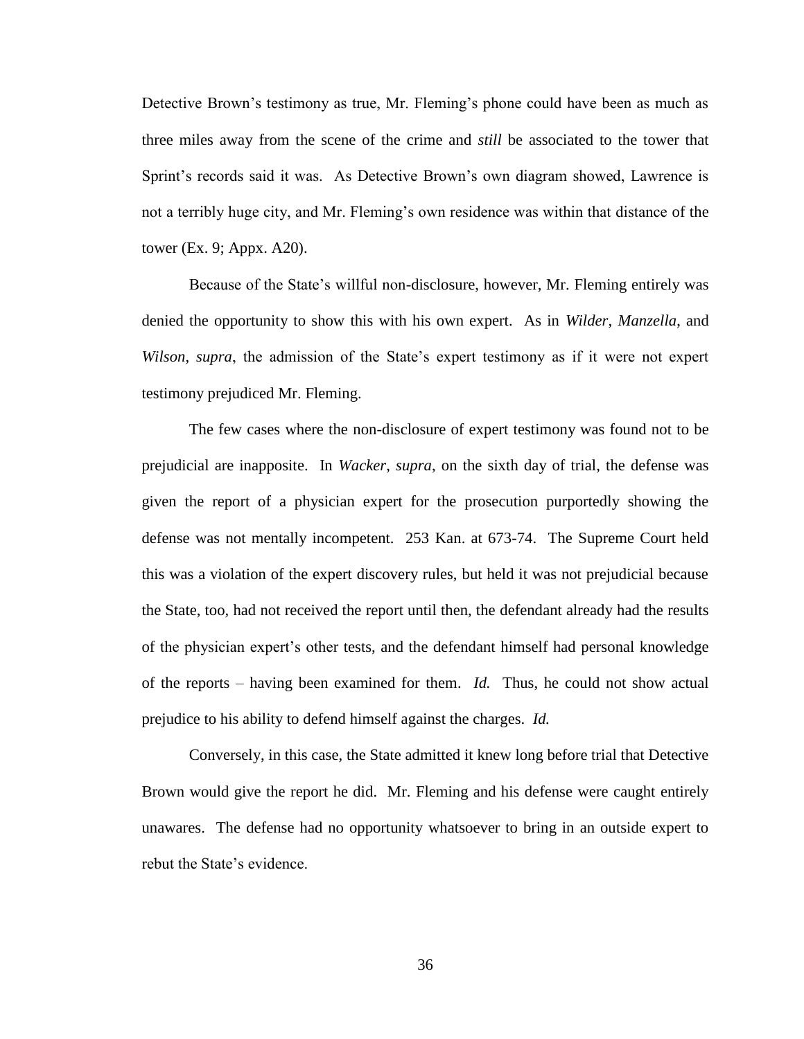Detective Brown's testimony as true, Mr. Fleming's phone could have been as much as three miles away from the scene of the crime and *still* be associated to the tower that Sprint's records said it was. As Detective Brown's own diagram showed, Lawrence is not a terribly huge city, and Mr. Fleming's own residence was within that distance of the tower (Ex. 9; Appx. A20).

Because of the State's willful non-disclosure, however, Mr. Fleming entirely was denied the opportunity to show this with his own expert. As in *Wilder*, *Manzella*, and *Wilson*, *supra*, the admission of the State's expert testimony as if it were not expert testimony prejudiced Mr. Fleming.

The few cases where the non-disclosure of expert testimony was found not to be prejudicial are inapposite. In *Wacker*, *supra*, on the sixth day of trial, the defense was given the report of a physician expert for the prosecution purportedly showing the defense was not mentally incompetent. 253 Kan. at 673-74. The Supreme Court held this was a violation of the expert discovery rules, but held it was not prejudicial because the State, too, had not received the report until then, the defendant already had the results of the physician expert's other tests, and the defendant himself had personal knowledge of the reports – having been examined for them. *Id.* Thus, he could not show actual prejudice to his ability to defend himself against the charges. *Id.*

Conversely, in this case, the State admitted it knew long before trial that Detective Brown would give the report he did. Mr. Fleming and his defense were caught entirely unawares. The defense had no opportunity whatsoever to bring in an outside expert to rebut the State's evidence.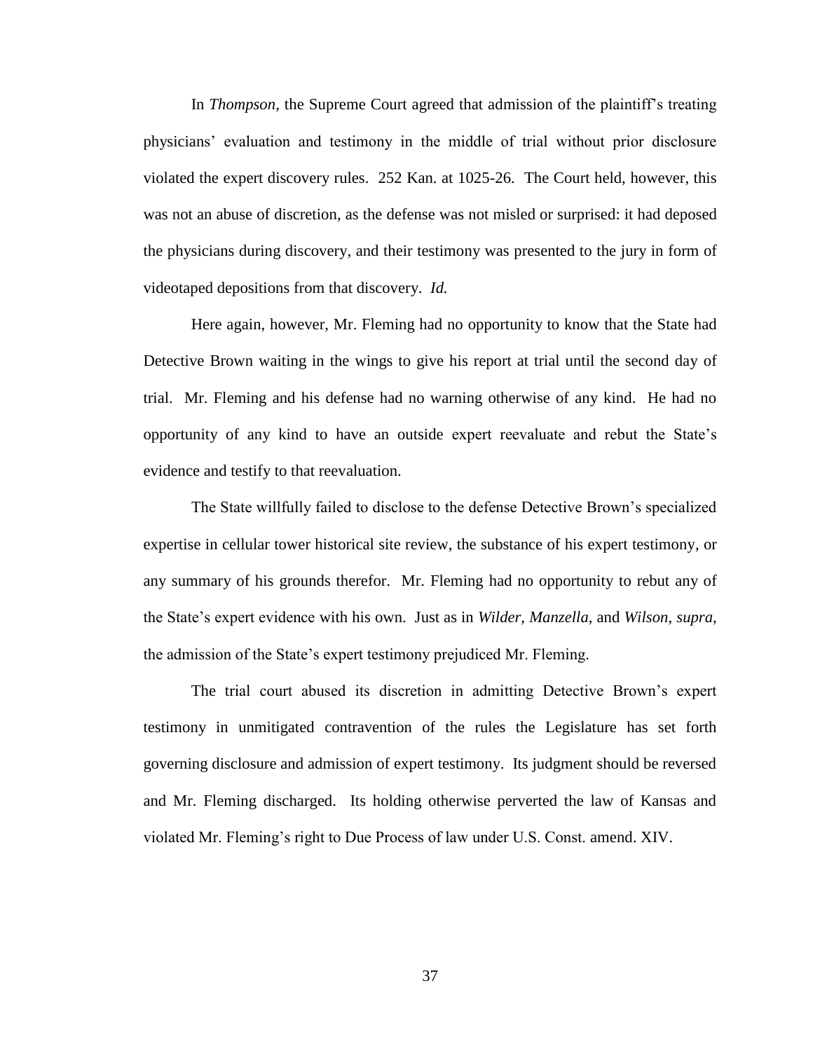In *Thompson*, the Supreme Court agreed that admission of the plaintiff's treating physicians' evaluation and testimony in the middle of trial without prior disclosure violated the expert discovery rules. 252 Kan. at 1025-26. The Court held, however, this was not an abuse of discretion, as the defense was not misled or surprised: it had deposed the physicians during discovery, and their testimony was presented to the jury in form of videotaped depositions from that discovery. *Id.*

Here again, however, Mr. Fleming had no opportunity to know that the State had Detective Brown waiting in the wings to give his report at trial until the second day of trial. Mr. Fleming and his defense had no warning otherwise of any kind. He had no opportunity of any kind to have an outside expert reevaluate and rebut the State's evidence and testify to that reevaluation.

The State willfully failed to disclose to the defense Detective Brown's specialized expertise in cellular tower historical site review, the substance of his expert testimony, or any summary of his grounds therefor. Mr. Fleming had no opportunity to rebut any of the State's expert evidence with his own. Just as in *Wilder, Manzella*, and *Wilson*, *supra*, the admission of the State's expert testimony prejudiced Mr. Fleming.

The trial court abused its discretion in admitting Detective Brown's expert testimony in unmitigated contravention of the rules the Legislature has set forth governing disclosure and admission of expert testimony. Its judgment should be reversed and Mr. Fleming discharged. Its holding otherwise perverted the law of Kansas and violated Mr. Fleming's right to Due Process of law under U.S. Const. amend. XIV.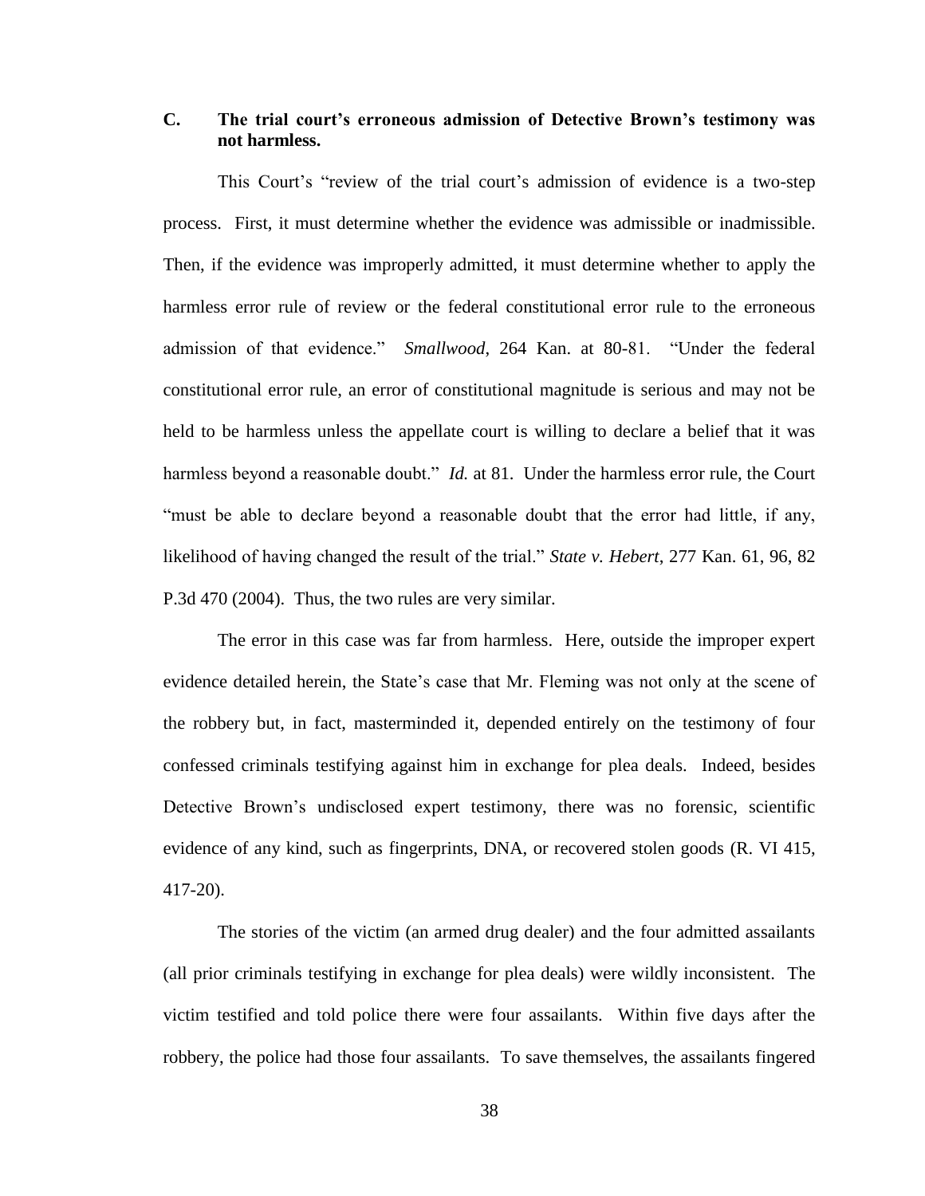### C. The trial court's erroneous admission of Detective Brown's testimony was not harmless.

This Court's "review of the trial court's admission of evidence is a two-step process. First, it must determine whether the evidence was admissible or inadmissible. Then, if the evidence was improperly admitted, it must determine whether to apply the harmless error rule of review or the federal constitutional error rule to the erroneous admission of that evidence." *Smallwood*, 264 Kan. at 80-81. "Under the federal constitutional error rule, an error of constitutional magnitude is serious and may not be held to be harmless unless the appellate court is willing to declare a belief that it was harmless beyond a reasonable doubt." *Id.* at 81. Under the harmless error rule, the Court "must be able to declare beyond a reasonable doubt that the error had little, if any, likelihood of having changed the result of the trial." *State v. Hebert*, 277 Kan. 61, 96, 82 P.3d 470 (2004). Thus, the two rules are very similar.

The error in this case was far from harmless. Here, outside the improper expert evidence detailed herein, the State's case that Mr. Fleming was not only at the scene of the robbery but, in fact, masterminded it, depended entirely on the testimony of four confessed criminals testifying against him in exchange for plea deals. Indeed, besides Detective Brown's undisclosed expert testimony, there was no forensic, scientific evidence of any kind, such as fingerprints, DNA, or recovered stolen goods (R. VI 415, 417-20).

The stories of the victim (an armed drug dealer) and the four admitted assailants (all prior criminals testifying in exchange for plea deals) were wildly inconsistent. The victim testified and told police there were four assailants. Within five days after the robbery, the police had those four assailants. To save themselves, the assailants fingered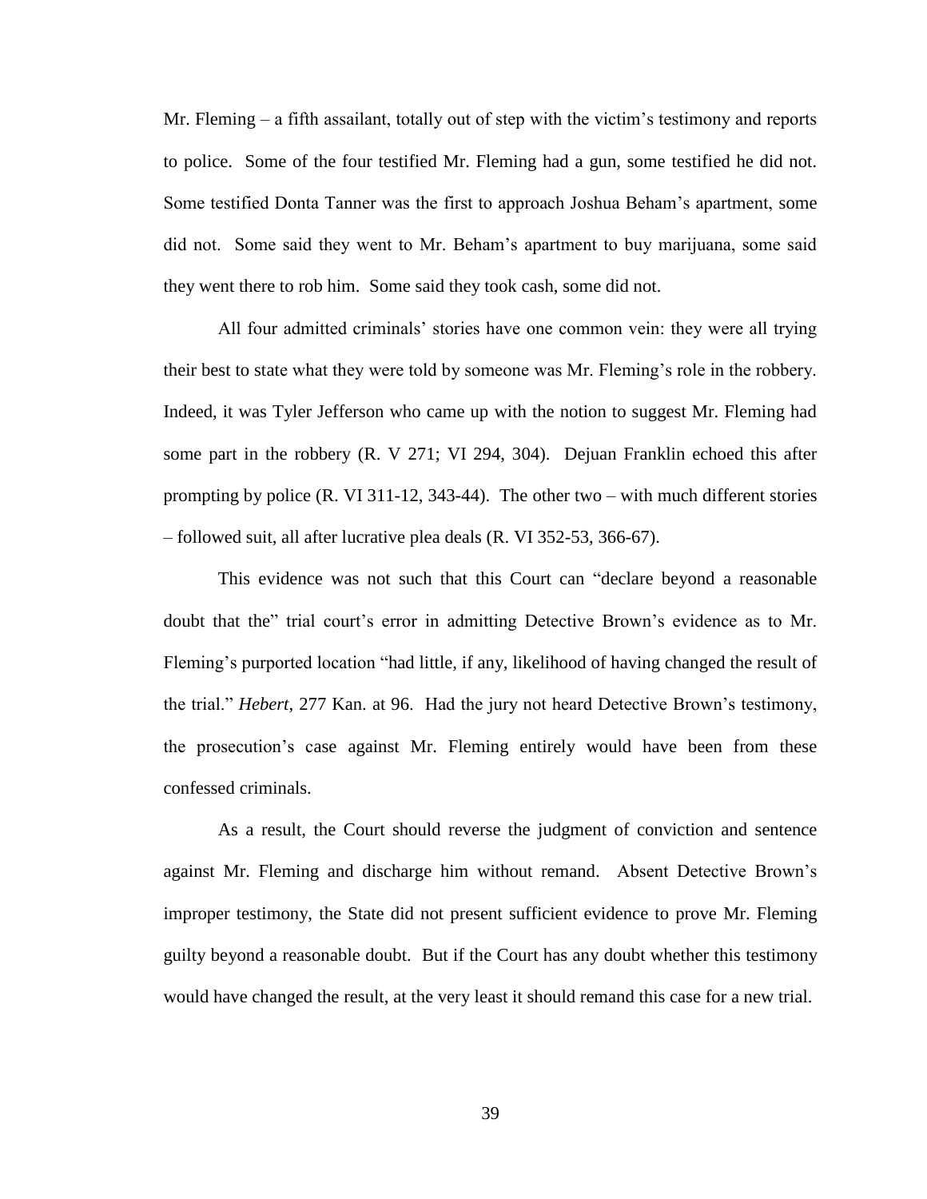Mr. Fleming – a fifth assailant, totally out of step with the victim's testimony and reports to police. Some of the four testified Mr. Fleming had a gun, some testified he did not. Some testified Donta Tanner was the first to approach Joshua Beham's apartment, some did not. Some said they went to Mr. Beham's apartment to buy marijuana, some said they went there to rob him. Some said they took cash, some did not.

All four admitted criminals' stories have one common vein: they were all trying their best to state what they were told by someone was Mr. Fleming's role in the robbery. Indeed, it was Tyler Jefferson who came up with the notion to suggest Mr. Fleming had some part in the robbery (R. V 271; VI 294, 304). Dejuan Franklin echoed this after prompting by police (R. VI 311-12, 343-44). The other two – with much different stories – followed suit, all after lucrative plea deals (R. VI 352-53, 366-67).

This evidence was not such that this Court can "declare beyond a reasonable doubt that the" trial court's error in admitting Detective Brown's evidence as to Mr. Fleming's purported location "had little, if any, likelihood of having changed the result of the trial." *Hebert*, 277 Kan. at 96. Had the jury not heard Detective Brown's testimony, the prosecution's case against Mr. Fleming entirely would have been from these confessed criminals.

As a result, the Court should reverse the judgment of conviction and sentence against Mr. Fleming and discharge him without remand. Absent Detective Brown's improper testimony, the State did not present sufficient evidence to prove Mr. Fleming guilty beyond a reasonable doubt. But if the Court has any doubt whether this testimony would have changed the result, at the very least it should remand this case for a new trial.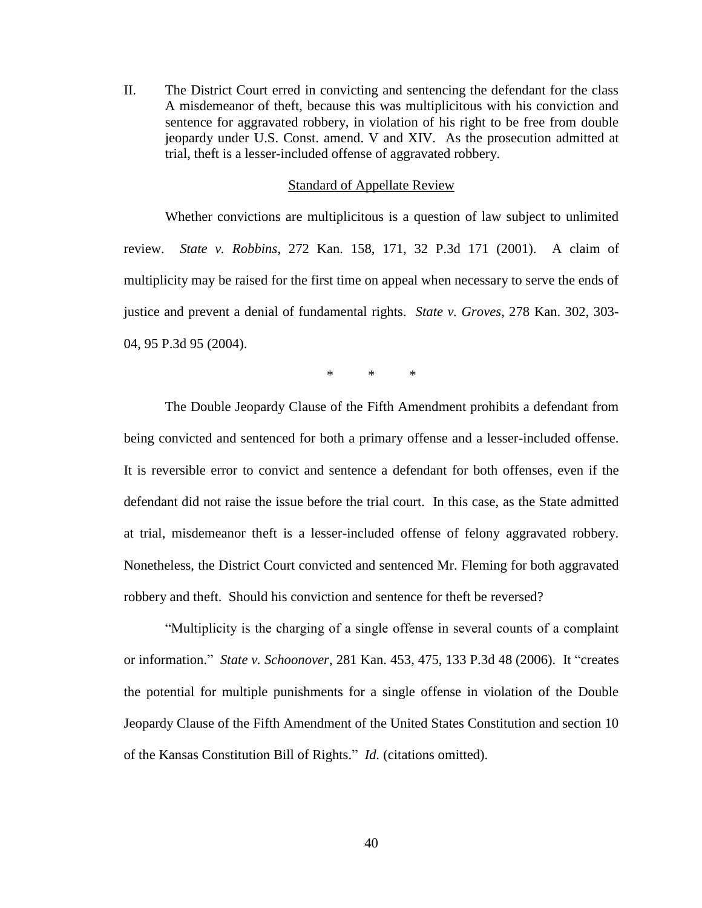II. The District Court erred in convicting and sentencing the defendant for the class A misdemeanor of theft, because this was multiplicitous with his conviction and sentence for aggravated robbery, in violation of his right to be free from double jeopardy under U.S. Const. amend. V and XIV. As the prosecution admitted at trial, theft is a lesser-included offense of aggravated robbery.

<u>Standard of Appellate Review</u>

Whether convictions are multiplicitous is a question of law subject to unlimited review. *State v. Robbins*, 272 Kan. 158, 171, 32 P.3d 171 (2001). A claim of multiplicity may be raised for the first time on appeal when necessary to serve the ends of justice and prevent a denial of fundamental rights. *State v. Groves*, 278 Kan. 302, 303-04, 95 P.3d 95 (2004).

\* \* \*

The Double Jeopardy Clause of the Fifth Amendment prohibits a defendant from being convicted and sentenced for both a primary offense and a lesser-included offense. It is reversible error to convict and sentence a defendant for both offenses, even if the defendant did not raise the issue before the trial court. In this case, as the State admitted at trial, misdemeanor theft is a lesser-included offense of felony aggravated robbery. Nonetheless, the District Court convicted and sentenced Mr. Fleming for both aggravated robbery and theft. Should his conviction and sentence for theft be reversed?

"Multiplicity is the charging of a single offense in several counts of a complaint or information." *State v. Schoonover*, 281 Kan. 453, 475, 133 P.3d 48 (2006). It "creates the potential for multiple punishments for a single offense in violation of the Double Jeopardy Clause of the Fifth Amendment of the United States Constitution and section 10 of the Kansas Constitution Bill of Rights." *Id.* (citations omitted).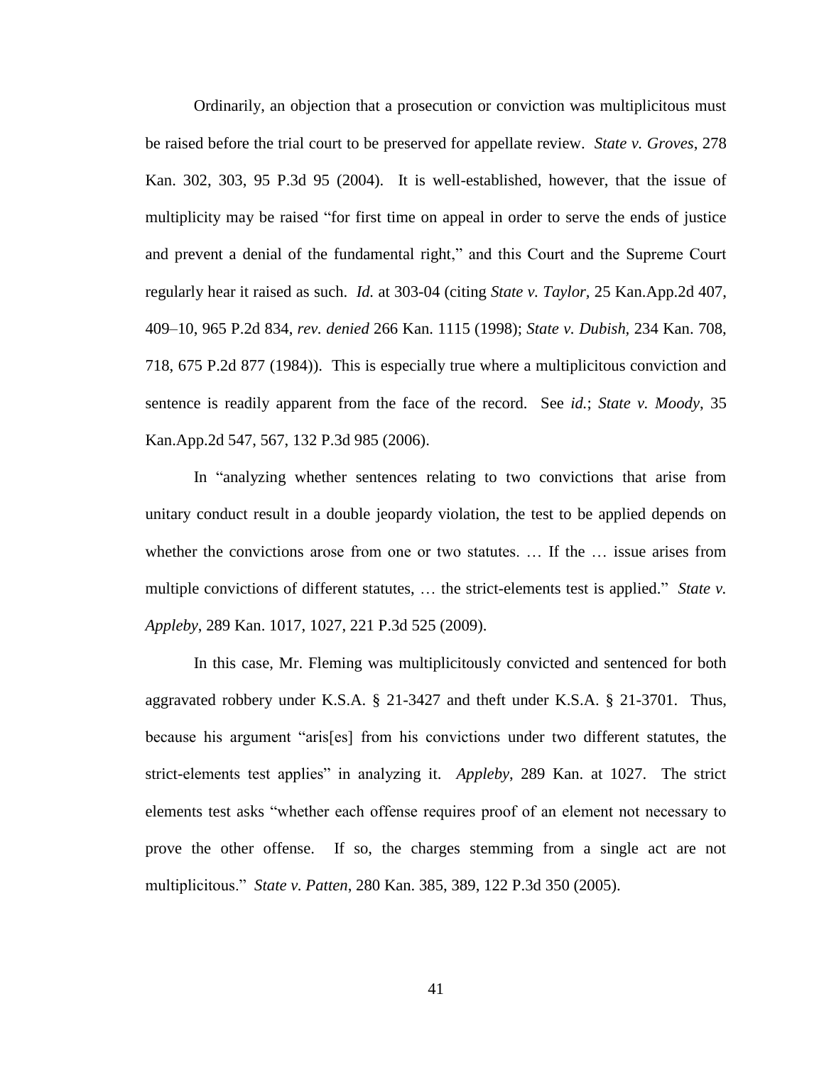Ordinarily, an objection that a prosecution or conviction was multiplicitous must be raised before the trial court to be preserved for appellate review. *State v. Groves*, 278 Kan. 302, 303, 95 P.3d 95 (2004). It is well-established, however, that the issue of multiplicity may be raised "for first time on appeal in order to serve the ends of justice and prevent a denial of the fundamental right," and this Court and the Supreme Court regularly hear it raised as such. *Id.* at 303-04 (citing *State v. Taylor*, 25 Kan.App.2d 407, 409–10, 965 P.2d 834, *rev. denied* 266 Kan. 1115 (1998); *State v. Dubish*, 234 Kan. 708, 718, 675 P.2d 877 (1984)). This is especially true where a multiplicitous conviction and sentence is readily apparent from the face of the record. See *id.*; *State v. Moody*, 35 Kan.App.2d 547, 567, 132 P.3d 985 (2006).

In "analyzing whether sentences relating to two convictions that arise from unitary conduct result in a double jeopardy violation, the test to be applied depends on whether the convictions arose from one or two statutes. … If the … issue arises from multiple convictions of different statutes, … the strict-elements test is applied." *State v. Appleby*, 289 Kan. 1017, 1027, 221 P.3d 525 (2009).

In this case, Mr. Fleming was multiplicitously convicted and sentenced for both aggravated robbery under K.S.A. § 21-3427 and theft under K.S.A. § 21-3701. Thus, because his argument "aris[es] from his convictions under two different statutes, the strict-elements test applies" in analyzing it. *Appleby*, 289 Kan. at 1027. The strict elements test asks "whether each offense requires proof of an element not necessary to prove the other offense. If so, the charges stemming from a single act are not multiplicitous." *State v. Patten*, 280 Kan. 385, 389, 122 P.3d 350 (2005).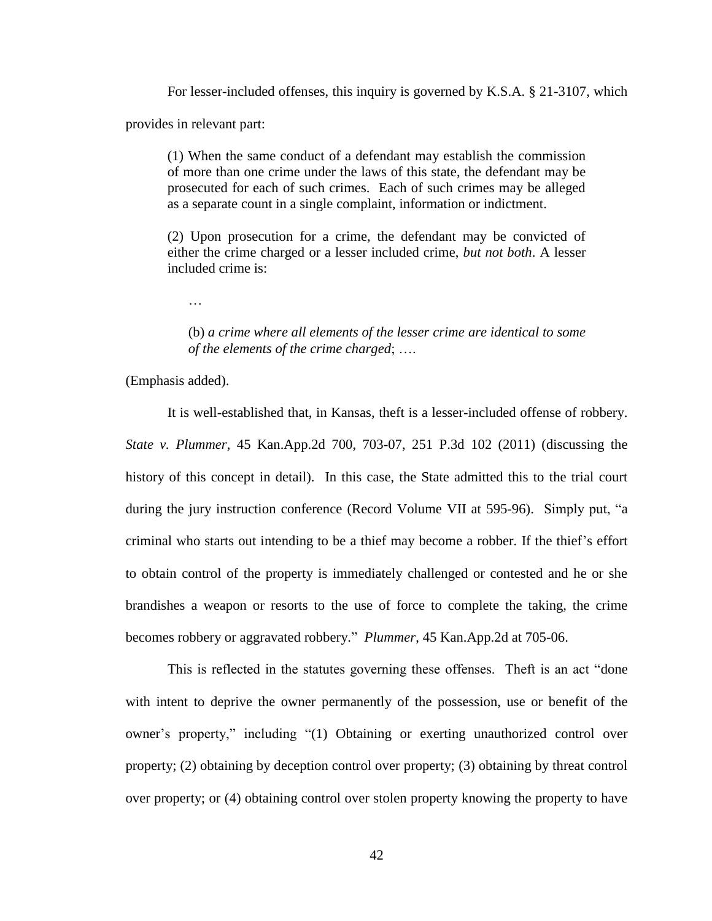For lesser-included offenses, this inquiry is governed by K.S.A. § 21-3107, which provides in relevant part:

> (1) When the same conduct of a defendant may establish the commission of more than one crime under the laws of this state, the defendant may be prosecuted for each of such crimes. Each of such crimes may be alleged as a separate count in a single complaint, information or indictment.
>
> (2) Upon prosecution for a crime, the defendant may be convicted of either the crime charged or a lesser included crime, *but not both*. A lesser included crime is:
>
> …
>
> (b) *a crime where all elements of the lesser crime are identical to some of the elements of the crime charged*; ….

(Emphasis added).

It is well-established that, in Kansas, theft is a lesser-included offense of robbery. *State v. Plummer*, 45 Kan.App.2d 700, 703-07, 251 P.3d 102 (2011) (discussing the history of this concept in detail). In this case, the State admitted this to the trial court during the jury instruction conference (Record Volume VII at 595-96). Simply put, "a criminal who starts out intending to be a thief may become a robber. If the thief's effort to obtain control of the property is immediately challenged or contested and he or she brandishes a weapon or resorts to the use of force to complete the taking, the crime becomes robbery or aggravated robbery." *Plummer*, 45 Kan.App.2d at 705-06.

This is reflected in the statutes governing these offenses. Theft is an act "done with intent to deprive the owner permanently of the possession, use or benefit of the owner's property," including "(1) Obtaining or exerting unauthorized control over property; (2) obtaining by deception control over property; (3) obtaining by threat control over property; or (4) obtaining control over stolen property knowing the property to have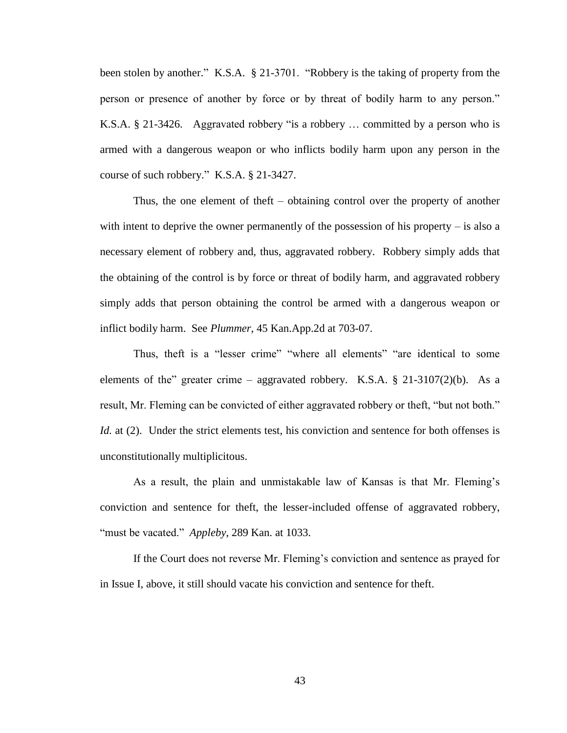been stolen by another." K.S.A. § 21-3701. "Robbery is the taking of property from the person or presence of another by force or by threat of bodily harm to any person." K.S.A. § 21-3426. Aggravated robbery "is a robbery … committed by a person who is armed with a dangerous weapon or who inflicts bodily harm upon any person in the course of such robbery." K.S.A. § 21-3427.

Thus, the one element of theft – obtaining control over the property of another with intent to deprive the owner permanently of the possession of his property – is also a necessary element of robbery and, thus, aggravated robbery. Robbery simply adds that the obtaining of the control is by force or threat of bodily harm, and aggravated robbery simply adds that person obtaining the control be armed with a dangerous weapon or inflict bodily harm. See *Plummer*, 45 Kan.App.2d at 703-07.

Thus, theft is a "lesser crime" "where all elements" "are identical to some elements of the" greater crime – aggravated robbery. K.S.A. § 21-3107(2)(b). As a result, Mr. Fleming can be convicted of either aggravated robbery or theft, "but not both." *Id.* at (2). Under the strict elements test, his conviction and sentence for both offenses is unconstitutionally multiplicitous.

As a result, the plain and unmistakable law of Kansas is that Mr. Fleming's conviction and sentence for theft, the lesser-included offense of aggravated robbery, "must be vacated." *Appleby*, 289 Kan. at 1033.

If the Court does not reverse Mr. Fleming's conviction and sentence as prayed for in Issue I, above, it still should vacate his conviction and sentence for theft.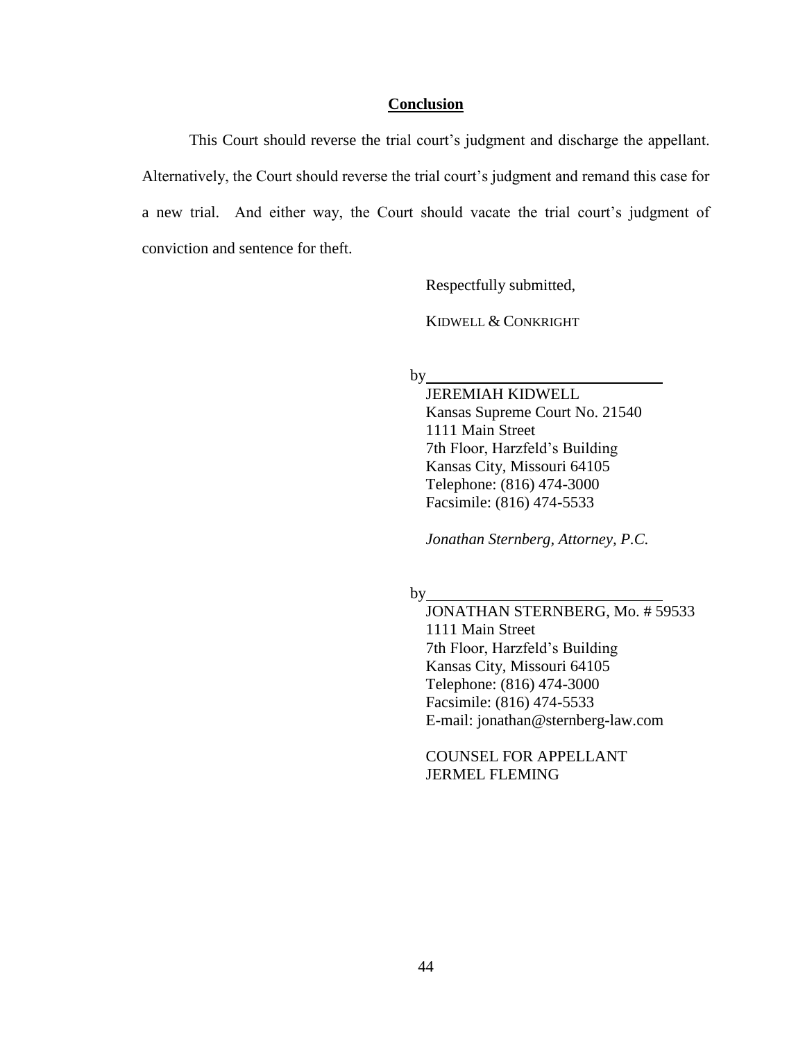## Conclusion

This Court should reverse the trial court's judgment and discharge the appellant. Alternatively, the Court should reverse the trial court's judgment and remand this case for a new trial. And either way, the Court should vacate the trial court's judgment of conviction and sentence for theft.

Respectfully submitted,

KIDWELL & CONKRIGHT

by\_\_\_\_\_\_\_\_\_\_\_\_\_\_\_\_\_\_\_\_\_\_\_\_\_\_\_\_\_\_

JEREMIAH KIDWELL  
Kansas Supreme Court No. 21540  
1111 Main Street  
7th Floor, Harzfeld's Building  
Kansas City, Missouri 64105  
Telephone: (816) 474-3000  
Facsimile: (816) 474-5533

*Jonathan Sternberg, Attorney, P.C.*

by\_\_\_\_\_\_\_\_\_\_\_\_\_\_\_\_\_\_\_\_\_\_\_\_\_\_\_\_\_\_

JONATHAN STERNBERG, Mo. # 59533  
1111 Main Street  
7th Floor, Harzfeld's Building  
Kansas City, Missouri 64105  
Telephone: (816) 474-3000  
Facsimile: (816) 474-5533  
E-mail: jonathan@sternberg-law.com

COUNSEL FOR APPELLANT  
JERMEL FLEMING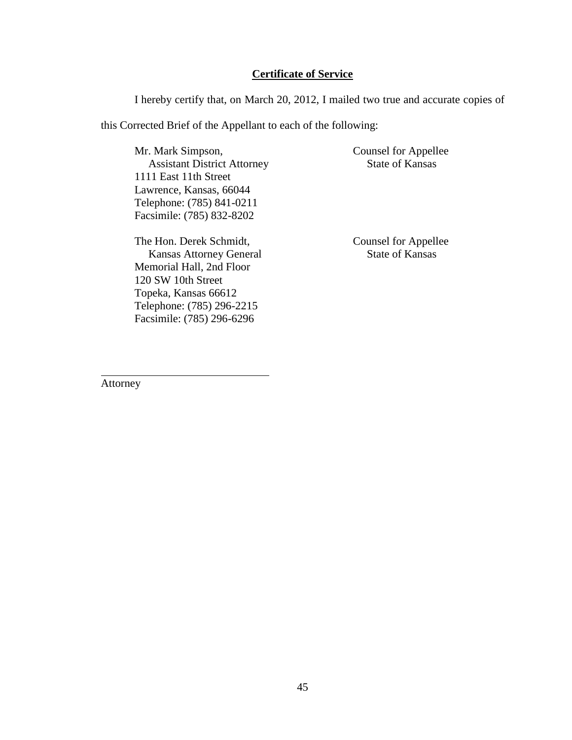**Certificate of Service**

I hereby certify that, on March 20, 2012, I mailed two true and accurate copies of this Corrected Brief of the Appellant to each of the following:

| | |
|---|---|
| Mr. Mark Simpson,<br>Assistant District Attorney<br>1111 East 11th Street<br>Lawrence, Kansas, 66044<br>Telephone: (785) 841-0211<br>Facsimile: (785) 832-8202 | Counsel for Appellee<br>State of Kansas |
| The Hon. Derek Schmidt,<br>Kansas Attorney General<br>Memorial Hall, 2nd Floor<br>120 SW 10th Street<br>Topeka, Kansas 66612<br>Telephone: (785) 296-2215<br>Facsimile: (785) 296-6296 | Counsel for Appellee<br>State of Kansas |

\_\_\_\_\_\_\_\_\_\_\_\_\_\_\_\_\_\_\_\_\_\_\_\_\_\_\_\_\_\_

Attorney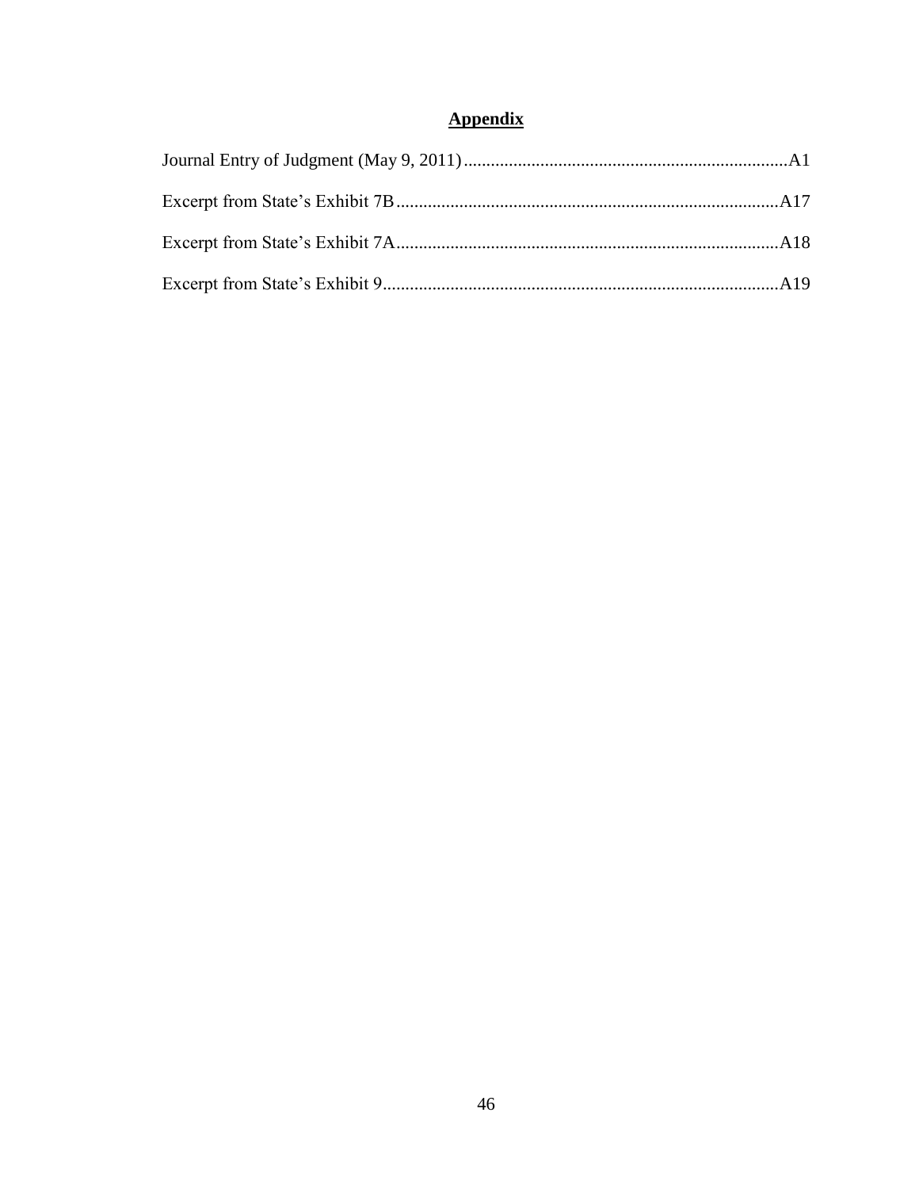# **Appendix**

Journal Entry of Judgment (May 9, 2011) ........................................................................A1

Excerpt from State's Exhibit 7B ....................................................................................A17

Excerpt from State's Exhibit 7A ....................................................................................A18

Excerpt from State's Exhibit 9 .......................................................................................A19